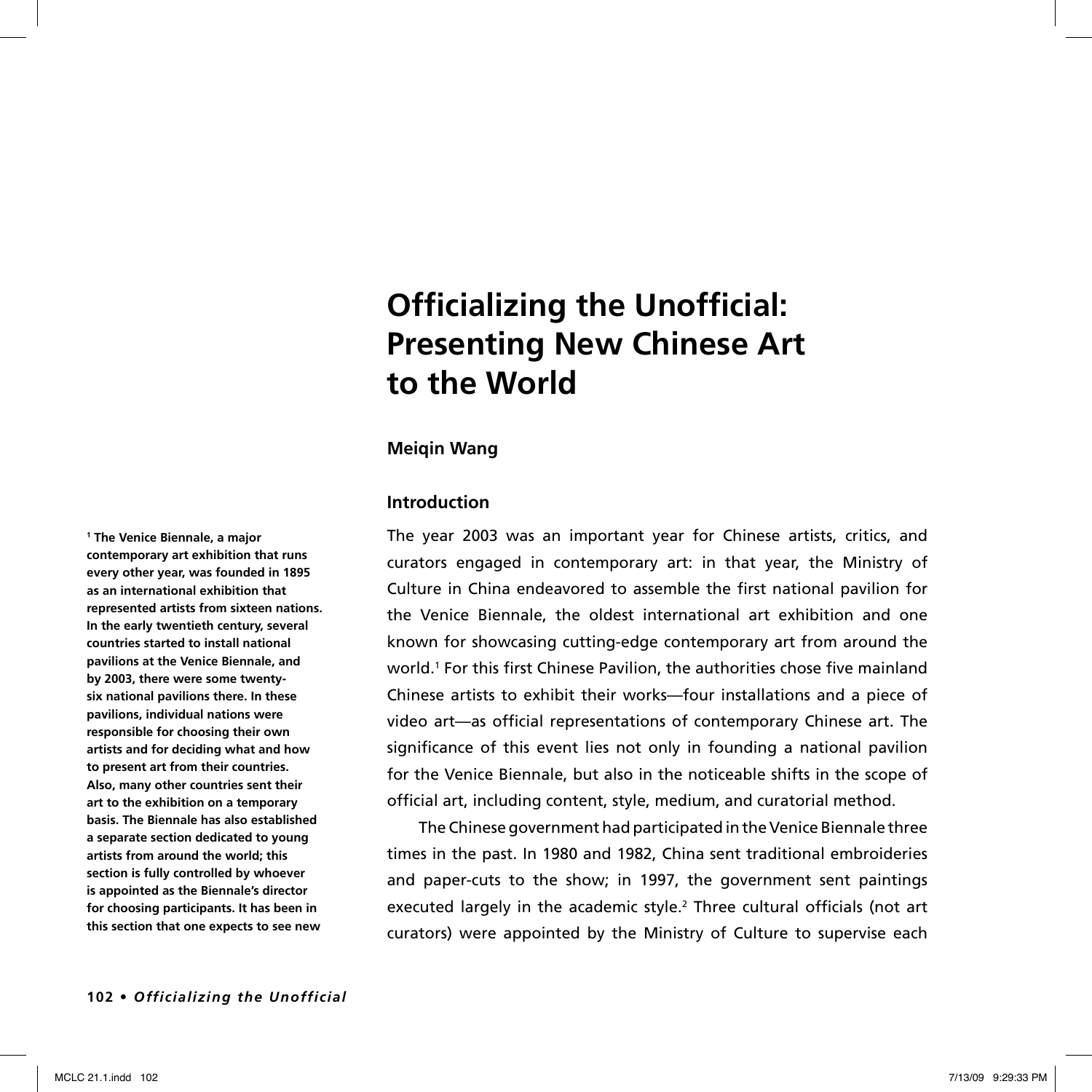# Officializing the Unofficial: Presenting New Chinese Art to the World

**Meiqin Wang**

## Introduction

The year 2003 was an important year for Chinese artists, critics, and curators engaged in contemporary art: in that year, the Ministry of Culture in China endeavored to assemble the first national pavilion for the Venice Biennale, the oldest international art exhibition and one known for showcasing cutting-edge contemporary art from around the world.[1] For this first Chinese Pavilion, the authorities chose five mainland Chinese artists to exhibit their works—four installations and a piece of video art—as official representations of contemporary Chinese art. The significance of this event lies not only in founding a national pavilion for the Venice Biennale, but also in the noticeable shifts in the scope of official art, including content, style, medium, and curatorial method.

The Chinese government had participated in the Venice Biennale three times in the past. In 1980 and 1982, China sent traditional embroideries and paper-cuts to the show; in 1997, the government sent paintings executed largely in the academic style.[2] Three cultural officials (not art curators) were appointed by the Ministry of Culture to supervise each

[1] The Venice Biennale, a major contemporary art exhibition that runs every other year, was founded in 1895 as an international exhibition that represented artists from sixteen nations. In the early twentieth century, several countries started to install national pavilions at the Venice Biennale, and by 2003, there were some twenty-six national pavilions there. In these pavilions, individual nations were responsible for choosing their own artists and for deciding what and how to present art from their countries. Also, many other countries sent their art to the exhibition on a temporary basis. The Biennale has also established a separate section dedicated to young artists from around the world; this section is fully controlled by whoever is appointed as the Biennale's director for choosing participants. It has been in this section that one expects to see new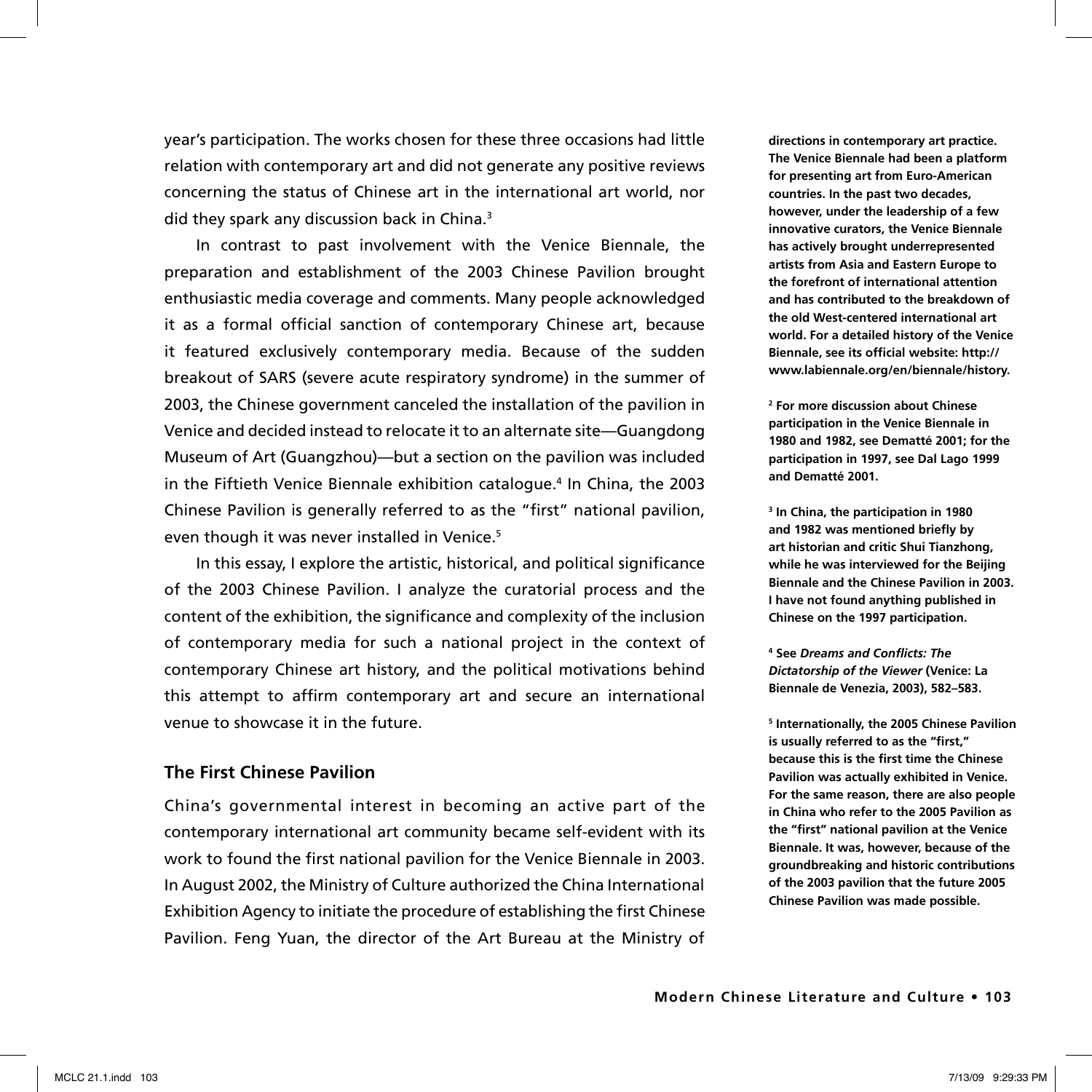year's participation. The works chosen for these three occasions had little relation with contemporary art and did not generate any positive reviews concerning the status of Chinese art in the international art world, nor did they spark any discussion back in China.[3]

In contrast to past involvement with the Venice Biennale, the preparation and establishment of the 2003 Chinese Pavilion brought enthusiastic media coverage and comments. Many people acknowledged it as a formal official sanction of contemporary Chinese art, because it featured exclusively contemporary media. Because of the sudden breakout of SARS (severe acute respiratory syndrome) in the summer of 2003, the Chinese government canceled the installation of the pavilion in Venice and decided instead to relocate it to an alternate site—Guangdong Museum of Art (Guangzhou)—but a section on the pavilion was included in the Fiftieth Venice Biennale exhibition catalogue.[4] In China, the 2003 Chinese Pavilion is generally referred to as the "first" national pavilion, even though it was never installed in Venice.[5]

In this essay, I explore the artistic, historical, and political significance of the 2003 Chinese Pavilion. I analyze the curatorial process and the content of the exhibition, the significance and complexity of the inclusion of contemporary media for such a national project in the context of contemporary Chinese art history, and the political motivations behind this attempt to affirm contemporary art and secure an international venue to showcase it in the future.

## The First Chinese Pavilion

China's governmental interest in becoming an active part of the contemporary international art community became self-evident with its work to found the first national pavilion for the Venice Biennale in 2003. In August 2002, the Ministry of Culture authorized the China International Exhibition Agency to initiate the procedure of establishing the first Chinese Pavilion. Feng Yuan, the director of the Art Bureau at the Ministry of

**directions in contemporary art practice. The Venice Biennale had been a platform for presenting art from Euro-American countries. In the past two decades, however, under the leadership of a few innovative curators, the Venice Biennale has actively brought underrepresented artists from Asia and Eastern Europe to the forefront of international attention and has contributed to the breakdown of the old West-centered international art world. For a detailed history of the Venice Biennale, see its official website: http://www.labiennale.org/en/biennale/history.**

**[2] For more discussion about Chinese participation in the Venice Biennale in 1980 and 1982, see Dematté 2001; for the participation in 1997, see Dal Lago 1999 and Dematté 2001.**

**[3] In China, the participation in 1980 and 1982 was mentioned briefly by art historian and critic Shui Tianzhong, while he was interviewed for the Beijing Biennale and the Chinese Pavilion in 2003. I have not found anything published in Chinese on the 1997 participation.**

**[4] See *Dreams and Conflicts: The Dictatorship of the Viewer* (Venice: La Biennale de Venezia, 2003), 582–583.**

**[5] Internationally, the 2005 Chinese Pavilion is usually referred to as the "first," because this is the first time the Chinese Pavilion was actually exhibited in Venice. For the same reason, there are also people in China who refer to the 2005 Pavilion as the "first" national pavilion at the Venice Biennale. It was, however, because of the groundbreaking and historic contributions of the 2003 pavilion that the future 2005 Chinese Pavilion was made possible.**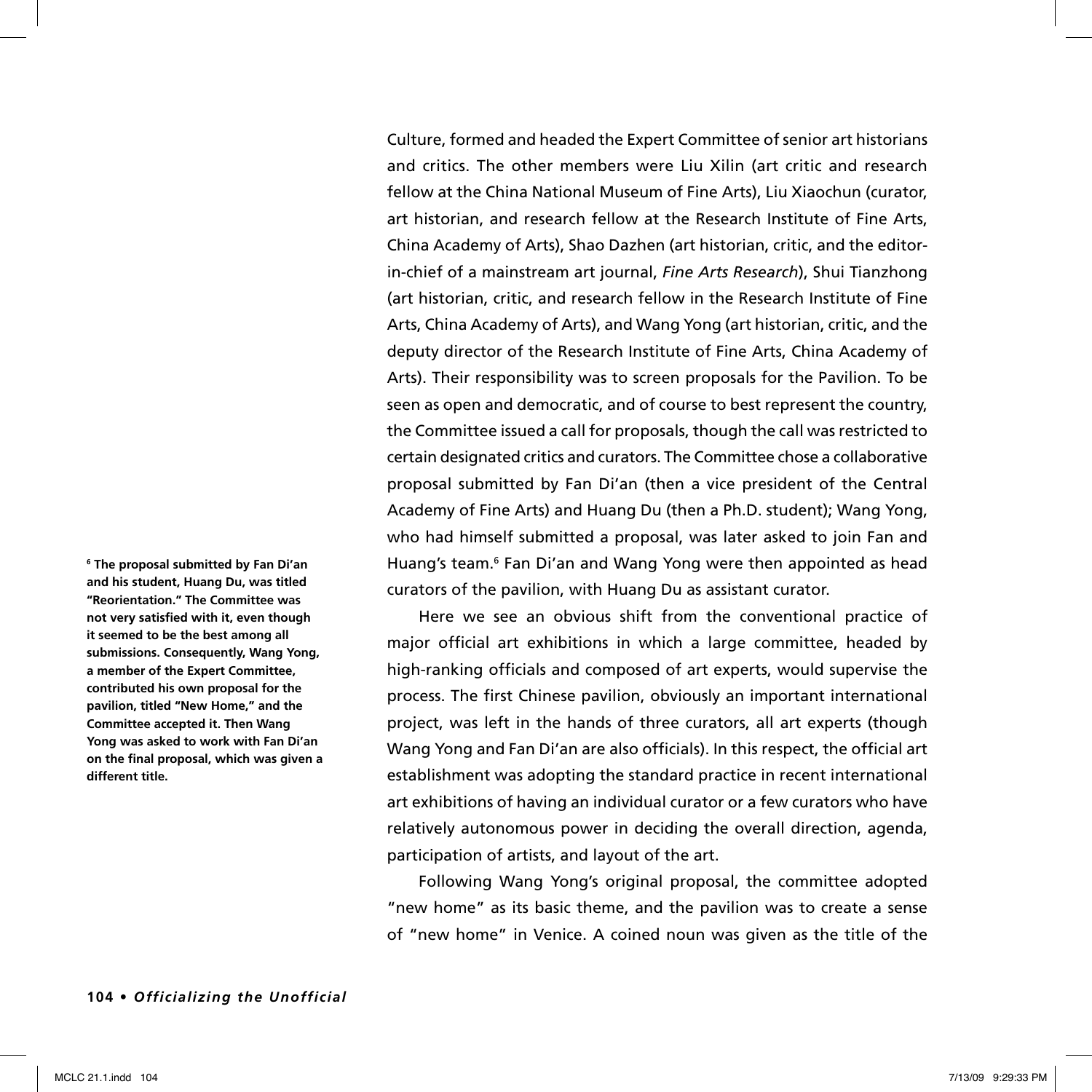Culture, formed and headed the Expert Committee of senior art historians and critics. The other members were Liu Xilin (art critic and research fellow at the China National Museum of Fine Arts), Liu Xiaochun (curator, art historian, and research fellow at the Research Institute of Fine Arts, China Academy of Arts), Shao Dazhen (art historian, critic, and the editor-in-chief of a mainstream art journal, *Fine Arts Research*), Shui Tianzhong (art historian, critic, and research fellow in the Research Institute of Fine Arts, China Academy of Arts), and Wang Yong (art historian, critic, and the deputy director of the Research Institute of Fine Arts, China Academy of Arts). Their responsibility was to screen proposals for the Pavilion. To be seen as open and democratic, and of course to best represent the country, the Committee issued a call for proposals, though the call was restricted to certain designated critics and curators. The Committee chose a collaborative proposal submitted by Fan Di'an (then a vice president of the Central Academy of Fine Arts) and Huang Du (then a Ph.D. student); Wang Yong, who had himself submitted a proposal, was later asked to join Fan and Huang's team.[6] Fan Di'an and Wang Yong were then appointed as head curators of the pavilion, with Huang Du as assistant curator.

Here we see an obvious shift from the conventional practice of major official art exhibitions in which a large committee, headed by high-ranking officials and composed of art experts, would supervise the process. The first Chinese pavilion, obviously an important international project, was left in the hands of three curators, all art experts (though Wang Yong and Fan Di'an are also officials). In this respect, the official art establishment was adopting the standard practice in recent international art exhibitions of having an individual curator or a few curators who have relatively autonomous power in deciding the overall direction, agenda, participation of artists, and layout of the art.

Following Wang Yong's original proposal, the committee adopted "new home" as its basic theme, and the pavilion was to create a sense of "new home" in Venice. A coined noun was given as the title of the

**[6] The proposal submitted by Fan Di'an and his student, Huang Du, was titled "Reorientation." The Committee was not very satisfied with it, even though it seemed to be the best among all submissions. Consequently, Wang Yong, a member of the Expert Committee, contributed his own proposal for the pavilion, titled "New Home," and the Committee accepted it. Then Wang Yong was asked to work with Fan Di'an on the final proposal, which was given a different title.**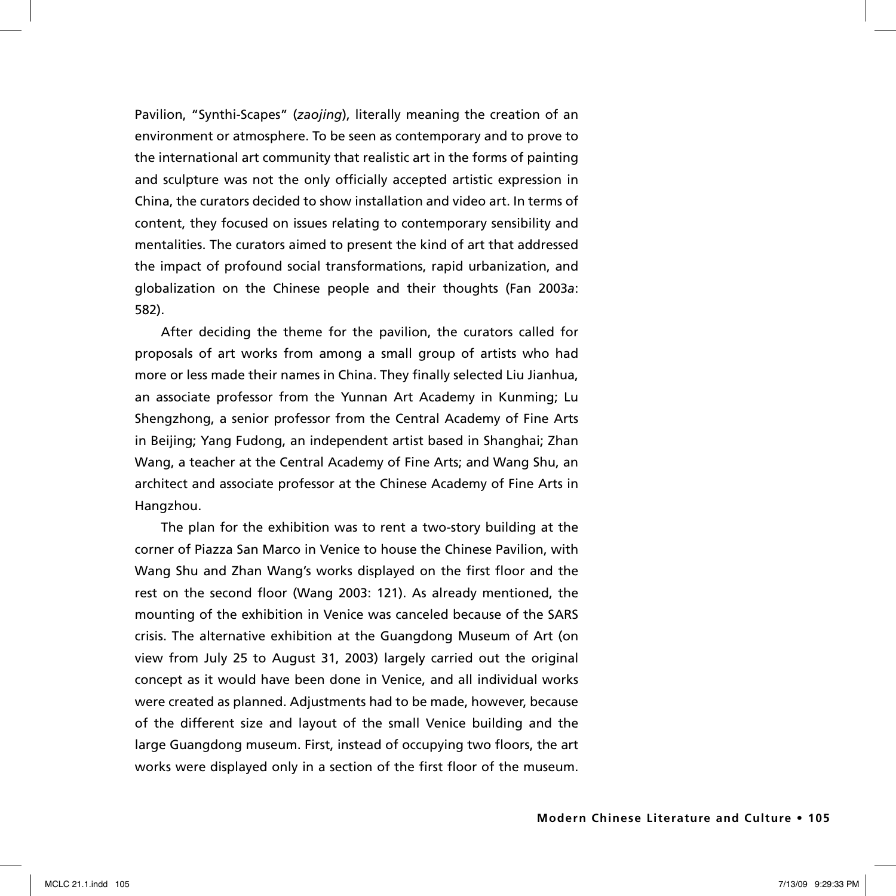Pavilion, "Synthi-Scapes" (*zaojing*), literally meaning the creation of an environment or atmosphere. To be seen as contemporary and to prove to the international art community that realistic art in the forms of painting and sculpture was not the only officially accepted artistic expression in China, the curators decided to show installation and video art. In terms of content, they focused on issues relating to contemporary sensibility and mentalities. The curators aimed to present the kind of art that addressed the impact of profound social transformations, rapid urbanization, and globalization on the Chinese people and their thoughts (Fan 2003*a*: 582).

After deciding the theme for the pavilion, the curators called for proposals of art works from among a small group of artists who had more or less made their names in China. They finally selected Liu Jianhua, an associate professor from the Yunnan Art Academy in Kunming; Lu Shengzhong, a senior professor from the Central Academy of Fine Arts in Beijing; Yang Fudong, an independent artist based in Shanghai; Zhan Wang, a teacher at the Central Academy of Fine Arts; and Wang Shu, an architect and associate professor at the Chinese Academy of Fine Arts in Hangzhou.

The plan for the exhibition was to rent a two-story building at the corner of Piazza San Marco in Venice to house the Chinese Pavilion, with Wang Shu and Zhan Wang's works displayed on the first floor and the rest on the second floor (Wang 2003: 121). As already mentioned, the mounting of the exhibition in Venice was canceled because of the SARS crisis. The alternative exhibition at the Guangdong Museum of Art (on view from July 25 to August 31, 2003) largely carried out the original concept as it would have been done in Venice, and all individual works were created as planned. Adjustments had to be made, however, because of the different size and layout of the small Venice building and the large Guangdong museum. First, instead of occupying two floors, the art works were displayed only in a section of the first floor of the museum.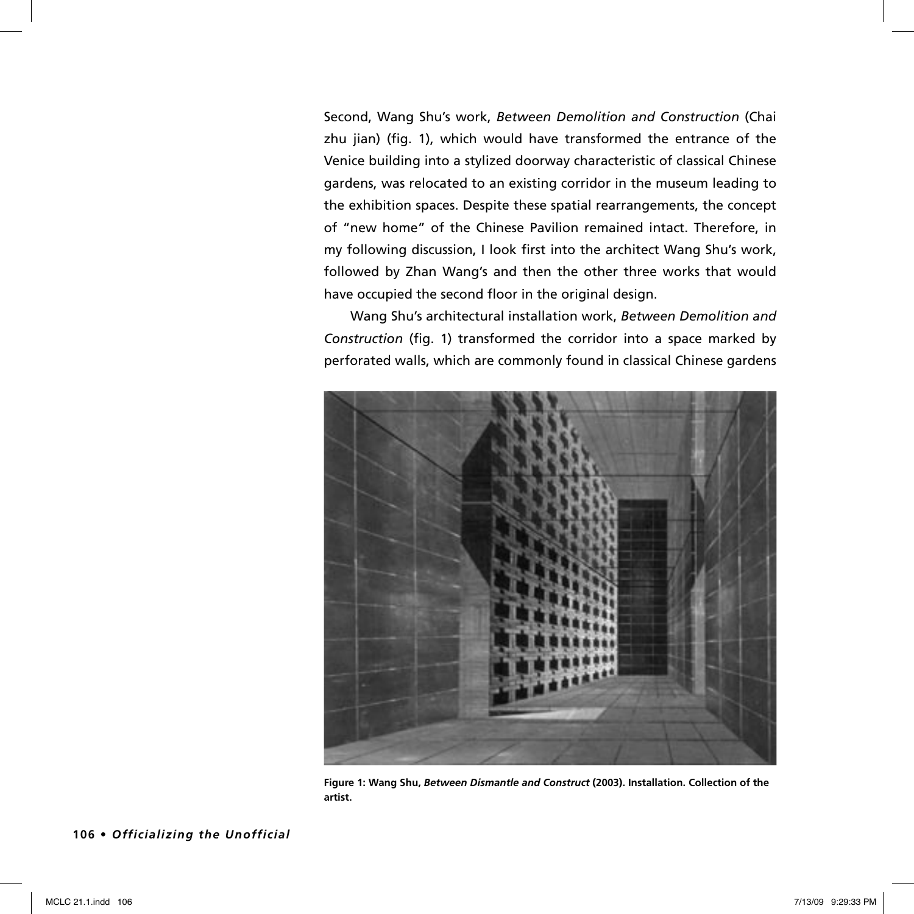Second, Wang Shu's work, *Between Demolition and Construction* (Chai zhu jian) (fig. 1), which would have transformed the entrance of the Venice building into a stylized doorway characteristic of classical Chinese gardens, was relocated to an existing corridor in the museum leading to the exhibition spaces. Despite these spatial rearrangements, the concept of "new home" of the Chinese Pavilion remained intact. Therefore, in my following discussion, I look first into the architect Wang Shu's work, followed by Zhan Wang's and then the other three works that would have occupied the second floor in the original design.

Wang Shu's architectural installation work, *Between Demolition and Construction* (fig. 1) transformed the corridor into a space marked by perforated walls, which are commonly found in classical Chinese gardens

**Figure 1: Wang Shu, *Between Dismantle and Construct* (2003). Installation. Collection of the artist.**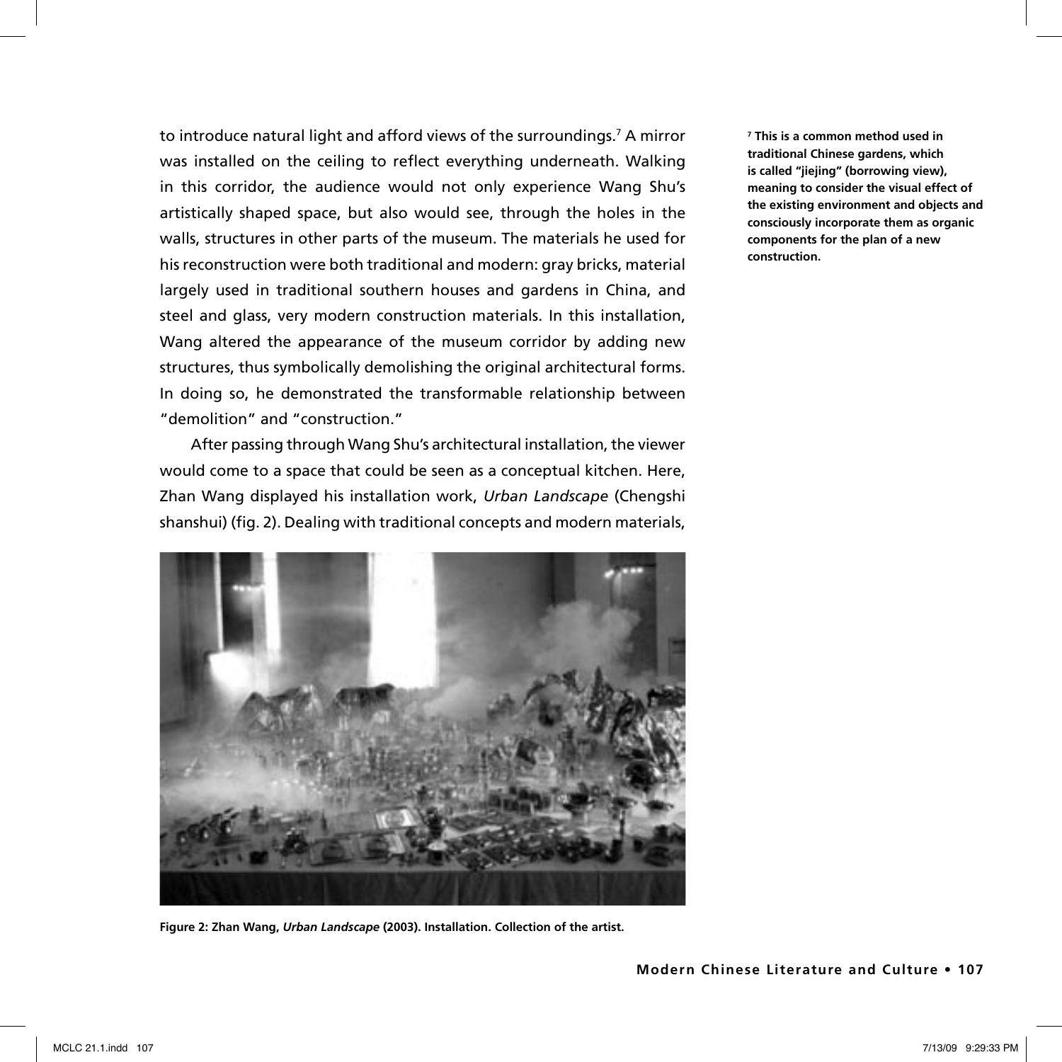to introduce natural light and afford views of the surroundings.[7] A mirror was installed on the ceiling to reflect everything underneath. Walking in this corridor, the audience would not only experience Wang Shu's artistically shaped space, but also would see, through the holes in the walls, structures in other parts of the museum. The materials he used for his reconstruction were both traditional and modern: gray bricks, material largely used in traditional southern houses and gardens in China, and steel and glass, very modern construction materials. In this installation, Wang altered the appearance of the museum corridor by adding new structures, thus symbolically demolishing the original architectural forms. In doing so, he demonstrated the transformable relationship between "demolition" and "construction."

After passing through Wang Shu's architectural installation, the viewer would come to a space that could be seen as a conceptual kitchen. Here, Zhan Wang displayed his installation work, *Urban Landscape* (Chengshi shanshui) (fig. 2). Dealing with traditional concepts and modern materials,

**Figure 2: Zhan Wang, *Urban Landscape* (2003). Installation. Collection of the artist.**

**[7] This is a common method used in traditional Chinese gardens, which is called "jiejing" (borrowing view), meaning to consider the visual effect of the existing environment and objects and consciously incorporate them as organic components for the plan of a new construction.**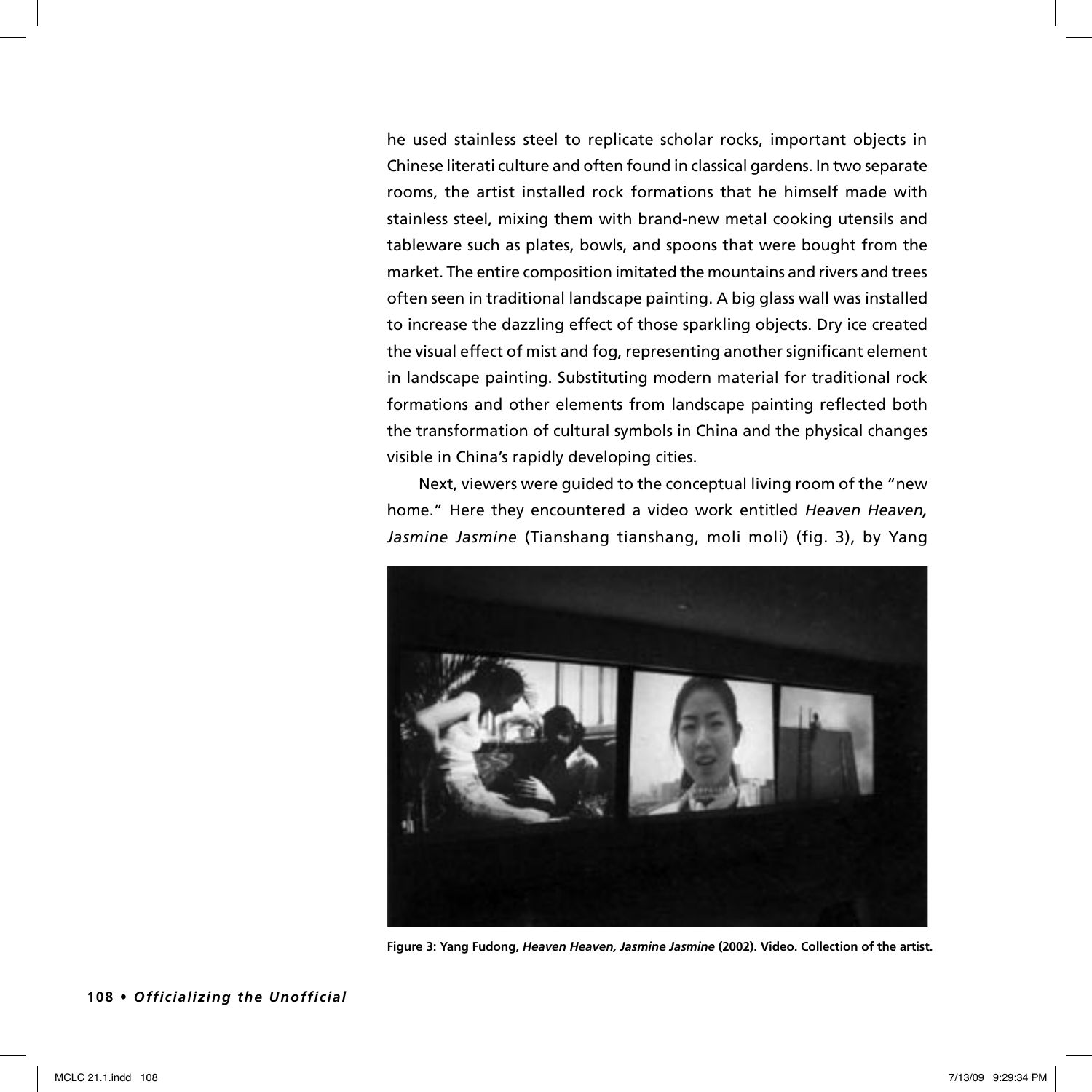he used stainless steel to replicate scholar rocks, important objects in Chinese literati culture and often found in classical gardens. In two separate rooms, the artist installed rock formations that he himself made with stainless steel, mixing them with brand-new metal cooking utensils and tableware such as plates, bowls, and spoons that were bought from the market. The entire composition imitated the mountains and rivers and trees often seen in traditional landscape painting. A big glass wall was installed to increase the dazzling effect of those sparkling objects. Dry ice created the visual effect of mist and fog, representing another significant element in landscape painting. Substituting modern material for traditional rock formations and other elements from landscape painting reflected both the transformation of cultural symbols in China and the physical changes visible in China's rapidly developing cities.

Next, viewers were guided to the conceptual living room of the "new home." Here they encountered a video work entitled *Heaven Heaven, Jasmine Jasmine* (Tianshang tianshang, moli moli) (fig. 3), by Yang

**Figure 3: Yang Fudong, *Heaven Heaven, Jasmine Jasmine* (2002). Video. Collection of the artist.**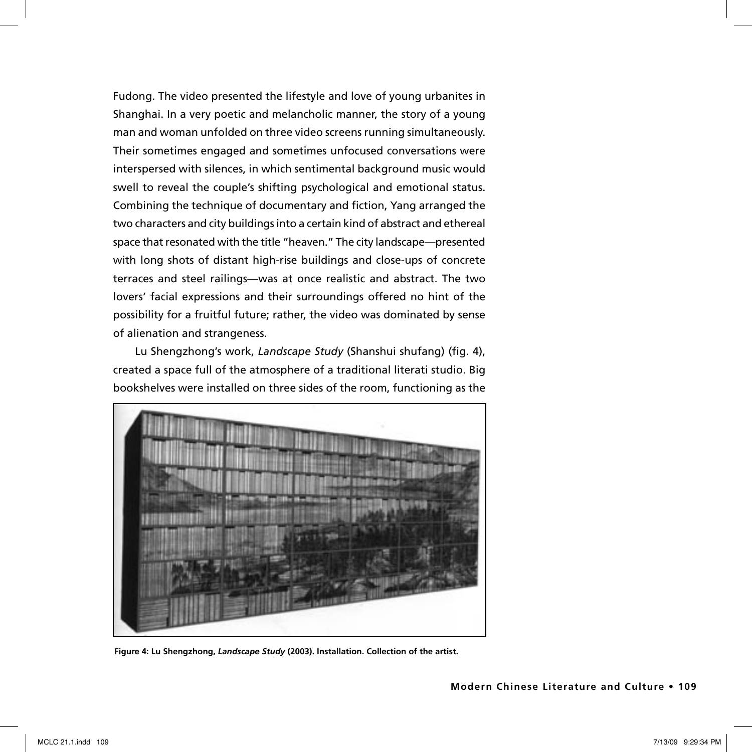Fudong. The video presented the lifestyle and love of young urbanites in Shanghai. In a very poetic and melancholic manner, the story of a young man and woman unfolded on three video screens running simultaneously. Their sometimes engaged and sometimes unfocused conversations were interspersed with silences, in which sentimental background music would swell to reveal the couple's shifting psychological and emotional status. Combining the technique of documentary and fiction, Yang arranged the two characters and city buildings into a certain kind of abstract and ethereal space that resonated with the title "heaven." The city landscape—presented with long shots of distant high-rise buildings and close-ups of concrete terraces and steel railings—was at once realistic and abstract. The two lovers' facial expressions and their surroundings offered no hint of the possibility for a fruitful future; rather, the video was dominated by sense of alienation and strangeness.

Lu Shengzhong's work, *Landscape Study* (Shanshui shufang) (fig. 4), created a space full of the atmosphere of a traditional literati studio. Big bookshelves were installed on three sides of the room, functioning as the

**Figure 4: Lu Shengzhong, *Landscape Study* (2003). Installation. Collection of the artist.**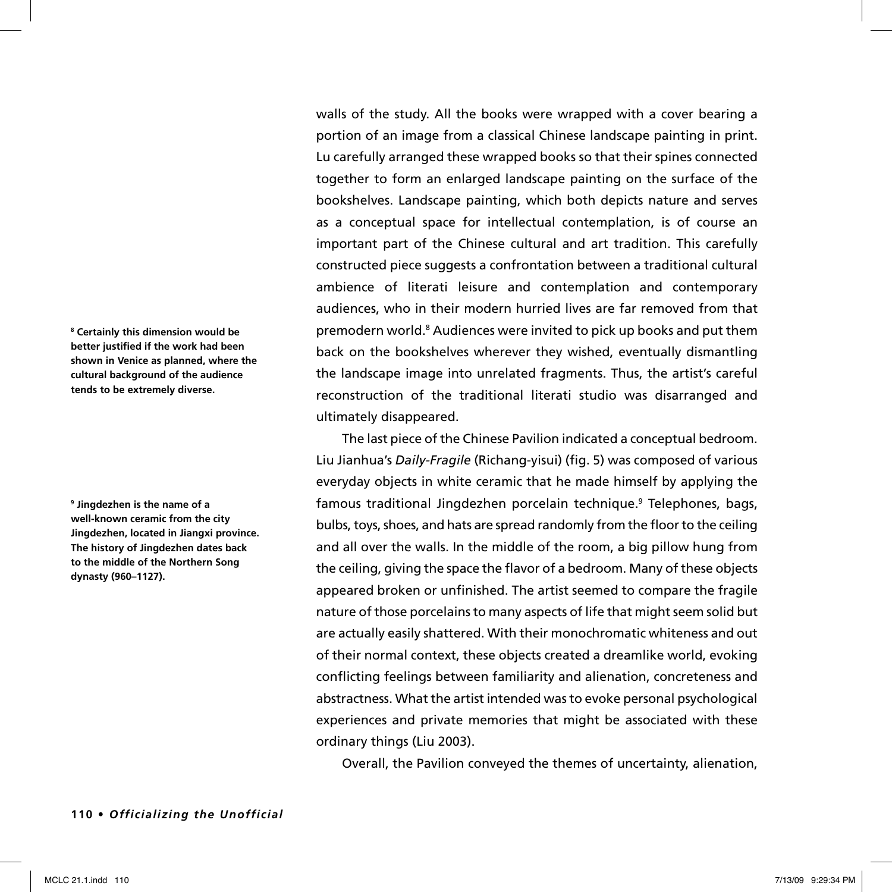walls of the study. All the books were wrapped with a cover bearing a portion of an image from a classical Chinese landscape painting in print. Lu carefully arranged these wrapped books so that their spines connected together to form an enlarged landscape painting on the surface of the bookshelves. Landscape painting, which both depicts nature and serves as a conceptual space for intellectual contemplation, is of course an important part of the Chinese cultural and art tradition. This carefully constructed piece suggests a confrontation between a traditional cultural ambience of literati leisure and contemplation and contemporary audiences, who in their modern hurried lives are far removed from that premodern world.[8] Audiences were invited to pick up books and put them back on the bookshelves wherever they wished, eventually dismantling the landscape image into unrelated fragments. Thus, the artist's careful reconstruction of the traditional literati studio was disarranged and ultimately disappeared.

The last piece of the Chinese Pavilion indicated a conceptual bedroom. Liu Jianhua's *Daily-Fragile* (Richang-yisui) (fig. 5) was composed of various everyday objects in white ceramic that he made himself by applying the famous traditional Jingdezhen porcelain technique.[9] Telephones, bags, bulbs, toys, shoes, and hats are spread randomly from the floor to the ceiling and all over the walls. In the middle of the room, a big pillow hung from the ceiling, giving the space the flavor of a bedroom. Many of these objects appeared broken or unfinished. The artist seemed to compare the fragile nature of those porcelains to many aspects of life that might seem solid but are actually easily shattered. With their monochromatic whiteness and out of their normal context, these objects created a dreamlike world, evoking conflicting feelings between familiarity and alienation, concreteness and abstractness. What the artist intended was to evoke personal psychological experiences and private memories that might be associated with these ordinary things (Liu 2003).

Overall, the Pavilion conveyed the themes of uncertainty, alienation,

**[8] Certainly this dimension would be better justified if the work had been shown in Venice as planned, where the cultural background of the audience tends to be extremely diverse.**

**[9] Jingdezhen is the name of a well-known ceramic from the city Jingdezhen, located in Jiangxi province. The history of Jingdezhen dates back to the middle of the Northern Song dynasty (960–1127).**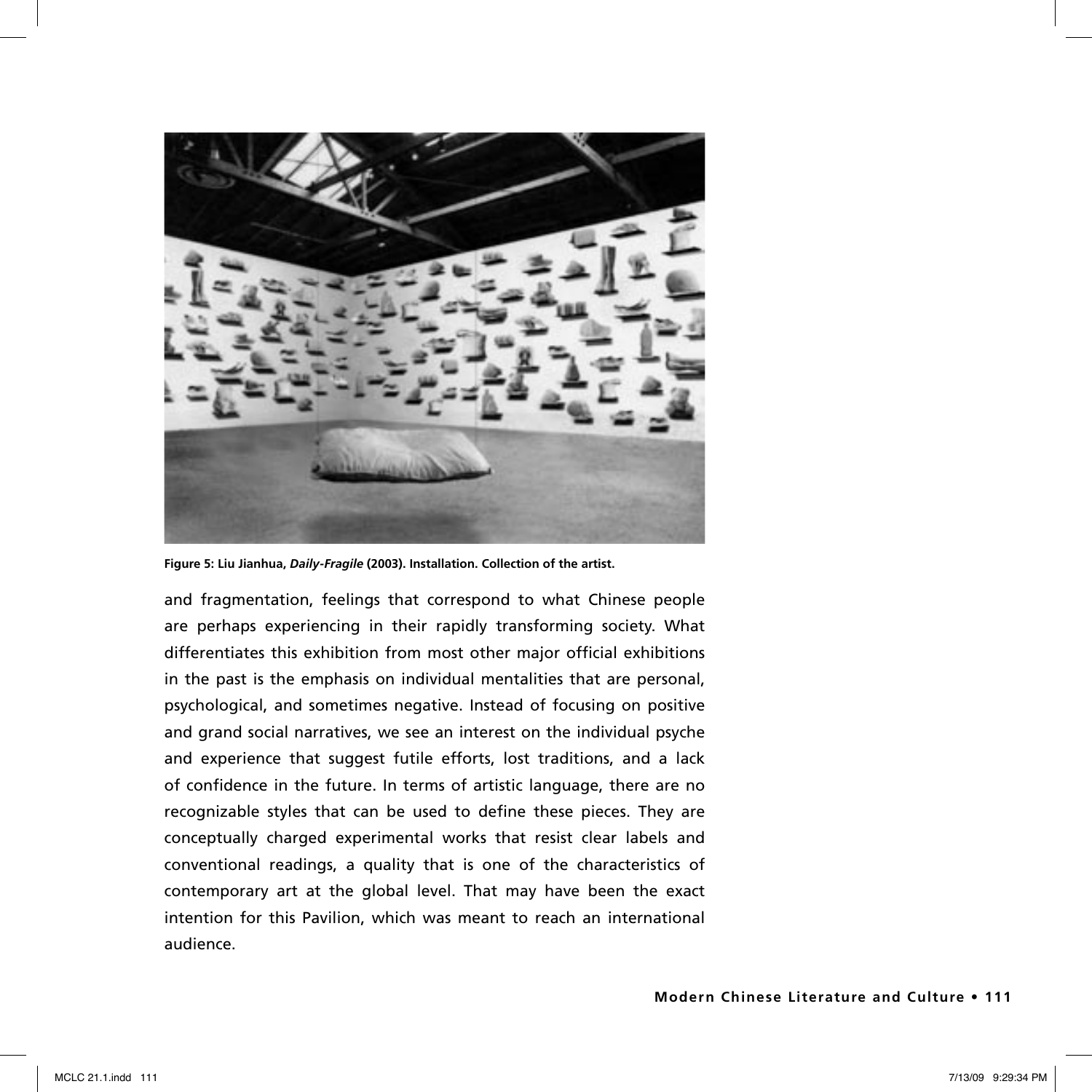**Figure 5: Liu Jianhua, *Daily-Fragile* (2003). Installation. Collection of the artist.**

and fragmentation, feelings that correspond to what Chinese people are perhaps experiencing in their rapidly transforming society. What differentiates this exhibition from most other major official exhibitions in the past is the emphasis on individual mentalities that are personal, psychological, and sometimes negative. Instead of focusing on positive and grand social narratives, we see an interest on the individual psyche and experience that suggest futile efforts, lost traditions, and a lack of confidence in the future. In terms of artistic language, there are no recognizable styles that can be used to define these pieces. They are conceptually charged experimental works that resist clear labels and conventional readings, a quality that is one of the characteristics of contemporary art at the global level. That may have been the exact intention for this Pavilion, which was meant to reach an international audience.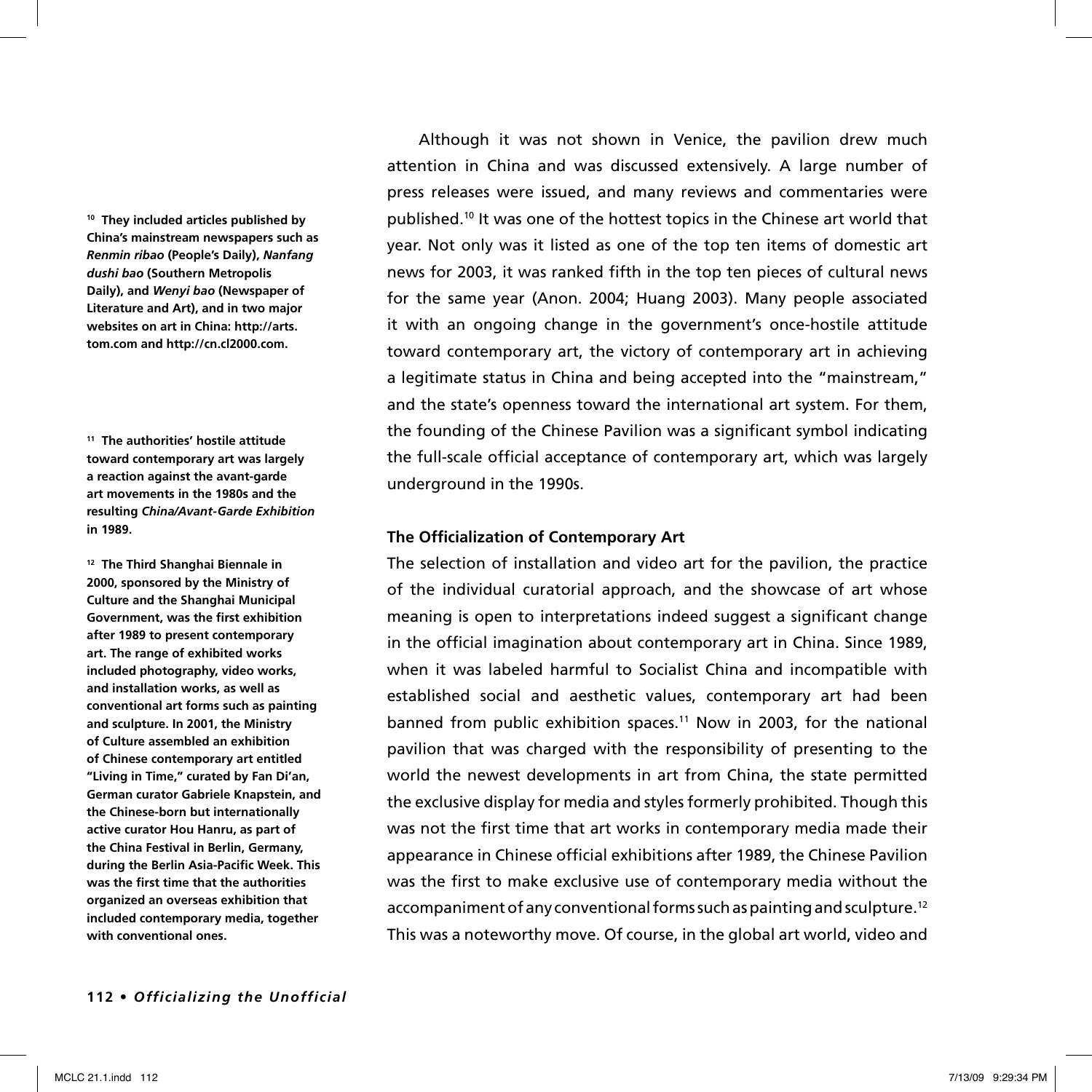Although it was not shown in Venice, the pavilion drew much attention in China and was discussed extensively. A large number of press releases were issued, and many reviews and commentaries were published.[10] It was one of the hottest topics in the Chinese art world that year. Not only was it listed as one of the top ten items of domestic art news for 2003, it was ranked fifth in the top ten pieces of cultural news for the same year (Anon. 2004; Huang 2003). Many people associated it with an ongoing change in the government's once-hostile attitude toward contemporary art, the victory of contemporary art in achieving a legitimate status in China and being accepted into the "mainstream," and the state's openness toward the international art system. For them, the founding of the Chinese Pavilion was a significant symbol indicating the full-scale official acceptance of contemporary art, which was largely underground in the 1990s.

**The Officialization of Contemporary Art**

The selection of installation and video art for the pavilion, the practice of the individual curatorial approach, and the showcase of art whose meaning is open to interpretations indeed suggest a significant change in the official imagination about contemporary art in China. Since 1989, when it was labeled harmful to Socialist China and incompatible with established social and aesthetic values, contemporary art had been banned from public exhibition spaces.[11] Now in 2003, for the national pavilion that was charged with the responsibility of presenting to the world the newest developments in art from China, the state permitted the exclusive display for media and styles formerly prohibited. Though this was not the first time that art works in contemporary media made their appearance in Chinese official exhibitions after 1989, the Chinese Pavilion was the first to make exclusive use of contemporary media without the accompaniment of any conventional forms such as painting and sculpture.[12] This was a noteworthy move. Of course, in the global art world, video and

**[10] They included articles published by China's mainstream newspapers such as *Renmin ribao* (People's Daily), *Nanfang dushi bao* (Southern Metropolis Daily), and *Wenyi bao* (Newspaper of Literature and Art), and in two major websites on art in China: http://arts.tom.com and http://cn.cl2000.com.**

**[11] The authorities' hostile attitude toward contemporary art was largely a reaction against the avant-garde art movements in the 1980s and the resulting *China/Avant-Garde Exhibition* in 1989.**

**[12] The Third Shanghai Biennale in 2000, sponsored by the Ministry of Culture and the Shanghai Municipal Government, was the first exhibition after 1989 to present contemporary art. The range of exhibited works included photography, video works, and installation works, as well as conventional art forms such as painting and sculpture. In 2001, the Ministry of Culture assembled an exhibition of Chinese contemporary art entitled "Living in Time," curated by Fan Di'an, German curator Gabriele Knapstein, and the Chinese-born but internationally active curator Hou Hanru, as part of the China Festival in Berlin, Germany, during the Berlin Asia-Pacific Week. This was the first time that the authorities organized an overseas exhibition that included contemporary media, together with conventional ones.**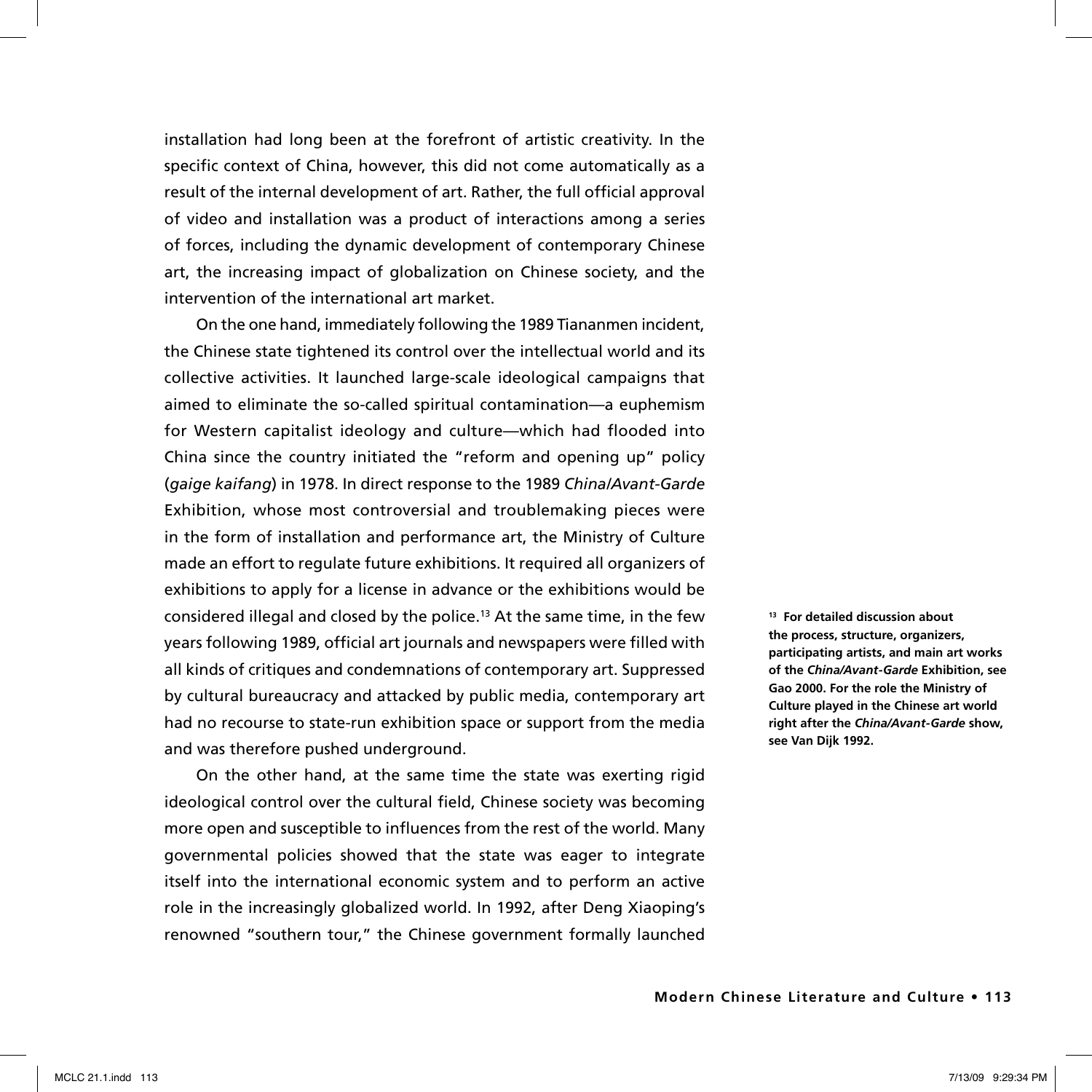installation had long been at the forefront of artistic creativity. In the specific context of China, however, this did not come automatically as a result of the internal development of art. Rather, the full official approval of video and installation was a product of interactions among a series of forces, including the dynamic development of contemporary Chinese art, the increasing impact of globalization on Chinese society, and the intervention of the international art market.

On the one hand, immediately following the 1989 Tiananmen incident, the Chinese state tightened its control over the intellectual world and its collective activities. It launched large-scale ideological campaigns that aimed to eliminate the so-called spiritual contamination—a euphemism for Western capitalist ideology and culture—which had flooded into China since the country initiated the "reform and opening up" policy (*gaige kaifang*) in 1978. In direct response to the 1989 *China/Avant-Garde* Exhibition, whose most controversial and troublemaking pieces were in the form of installation and performance art, the Ministry of Culture made an effort to regulate future exhibitions. It required all organizers of exhibitions to apply for a license in advance or the exhibitions would be considered illegal and closed by the police.[13] At the same time, in the few years following 1989, official art journals and newspapers were filled with all kinds of critiques and condemnations of contemporary art. Suppressed by cultural bureaucracy and attacked by public media, contemporary art had no recourse to state-run exhibition space or support from the media and was therefore pushed underground.

On the other hand, at the same time the state was exerting rigid ideological control over the cultural field, Chinese society was becoming more open and susceptible to influences from the rest of the world. Many governmental policies showed that the state was eager to integrate itself into the international economic system and to perform an active role in the increasingly globalized world. In 1992, after Deng Xiaoping's renowned "southern tour," the Chinese government formally launched

**[13] For detailed discussion about the process, structure, organizers, participating artists, and main art works of the *China/Avant-Garde* Exhibition, see Gao 2000. For the role the Ministry of Culture played in the Chinese art world right after the *China/Avant-Garde* show, see Van Dijk 1992.**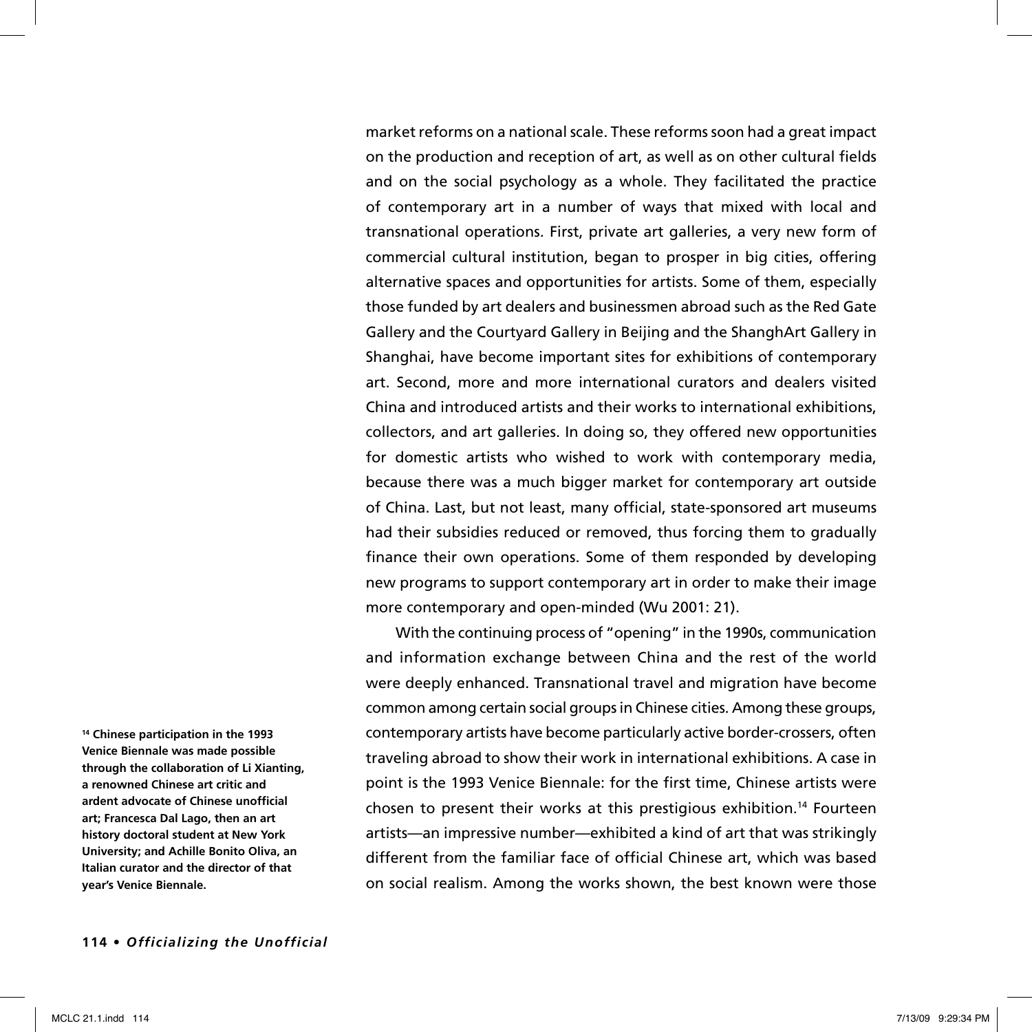market reforms on a national scale. These reforms soon had a great impact on the production and reception of art, as well as on other cultural fields and on the social psychology as a whole. They facilitated the practice of contemporary art in a number of ways that mixed with local and transnational operations. First, private art galleries, a very new form of commercial cultural institution, began to prosper in big cities, offering alternative spaces and opportunities for artists. Some of them, especially those funded by art dealers and businessmen abroad such as the Red Gate Gallery and the Courtyard Gallery in Beijing and the ShanghArt Gallery in Shanghai, have become important sites for exhibitions of contemporary art. Second, more and more international curators and dealers visited China and introduced artists and their works to international exhibitions, collectors, and art galleries. In doing so, they offered new opportunities for domestic artists who wished to work with contemporary media, because there was a much bigger market for contemporary art outside of China. Last, but not least, many official, state-sponsored art museums had their subsidies reduced or removed, thus forcing them to gradually finance their own operations. Some of them responded by developing new programs to support contemporary art in order to make their image more contemporary and open-minded (Wu 2001: 21).

With the continuing process of "opening" in the 1990s, communication and information exchange between China and the rest of the world were deeply enhanced. Transnational travel and migration have become common among certain social groups in Chinese cities. Among these groups, contemporary artists have become particularly active border-crossers, often traveling abroad to show their work in international exhibitions. A case in point is the 1993 Venice Biennale: for the first time, Chinese artists were chosen to present their works at this prestigious exhibition.[14] Fourteen artists—an impressive number—exhibited a kind of art that was strikingly different from the familiar face of official Chinese art, which was based on social realism. Among the works shown, the best known were those

**[14] Chinese participation in the 1993 Venice Biennale was made possible through the collaboration of Li Xianting, a renowned Chinese art critic and ardent advocate of Chinese unofficial art; Francesca Dal Lago, then an art history doctoral student at New York University; and Achille Bonito Oliva, an Italian curator and the director of that year's Venice Biennale.**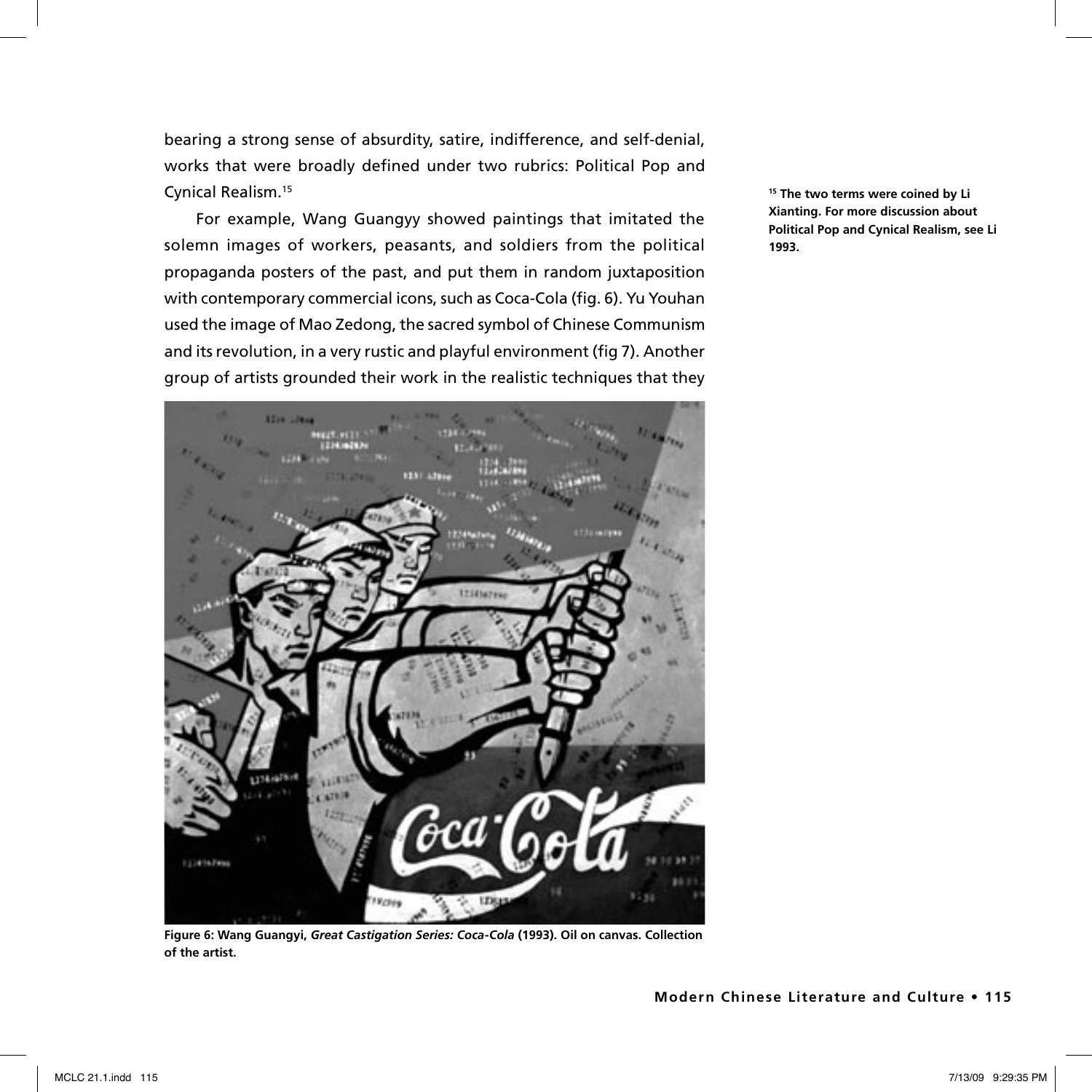bearing a strong sense of absurdity, satire, indifference, and self-denial, works that were broadly defined under two rubrics: Political Pop and Cynical Realism.[15]

For example, Wang Guangyy showed paintings that imitated the solemn images of workers, peasants, and soldiers from the political propaganda posters of the past, and put them in random juxtaposition with contemporary commercial icons, such as Coca-Cola (fig. 6). Yu Youhan used the image of Mao Zedong, the sacred symbol of Chinese Communism and its revolution, in a very rustic and playful environment (fig 7). Another group of artists grounded their work in the realistic techniques that they

**Figure 6: Wang Guangyi, *Great Castigation Series: Coca-Cola* (1993). Oil on canvas. Collection of the artist.**

[15] **The two terms were coined by Li Xianting. For more discussion about Political Pop and Cynical Realism, see Li 1993.**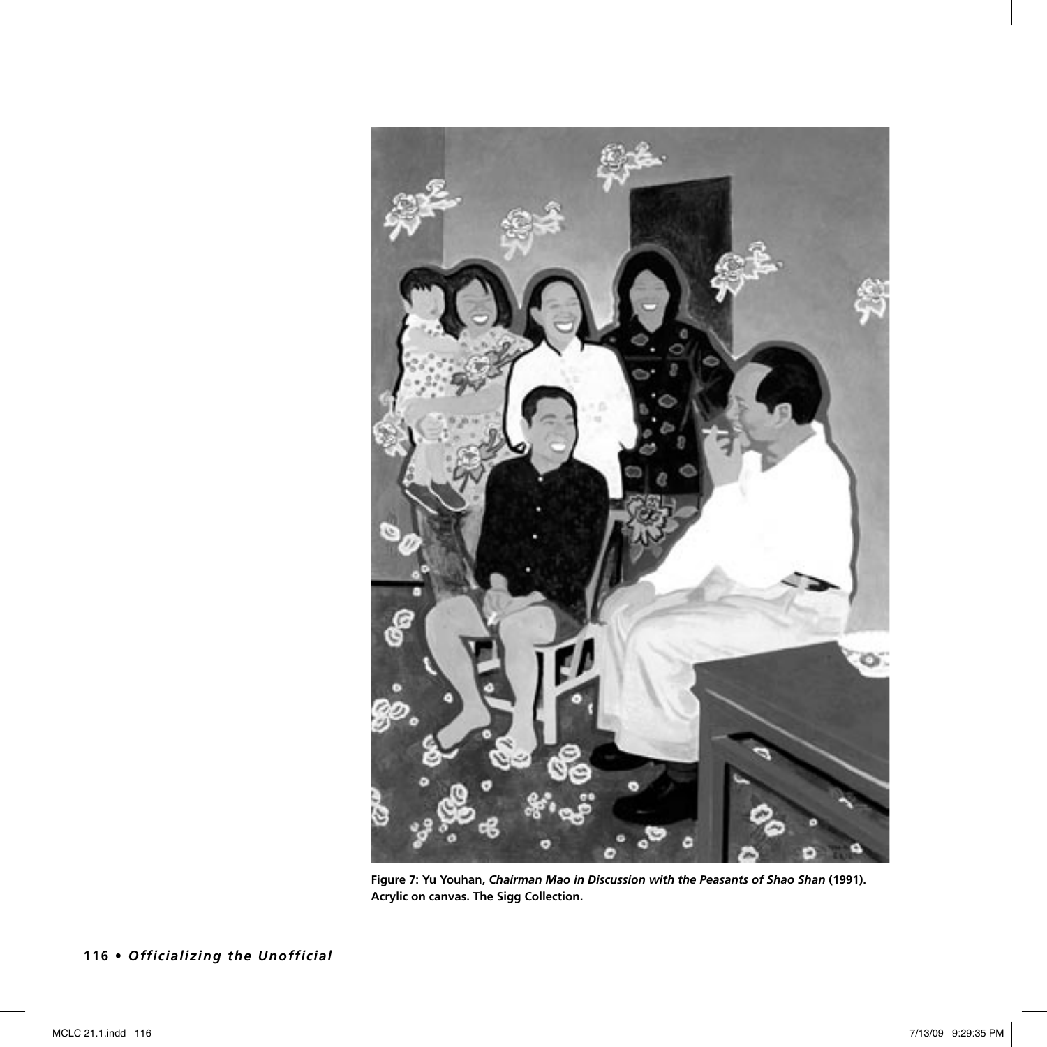**Figure 7: Yu Youhan, *Chairman Mao in Discussion with the Peasants of Shao Shan* (1991). Acrylic on canvas. The Sigg Collection.**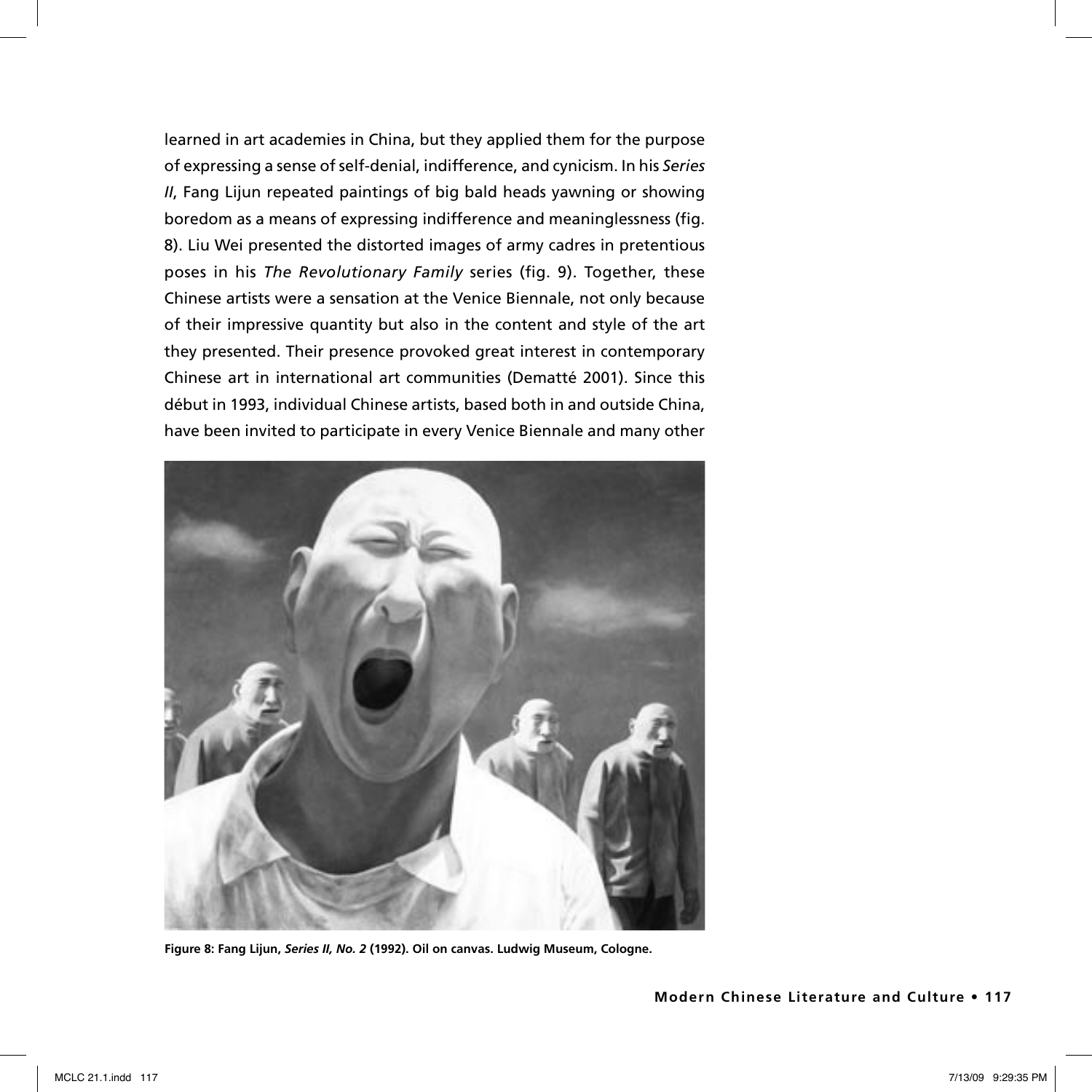learned in art academies in China, but they applied them for the purpose of expressing a sense of self-denial, indifference, and cynicism. In his *Series II*, Fang Lijun repeated paintings of big bald heads yawning or showing boredom as a means of expressing indifference and meaninglessness (fig. 8). Liu Wei presented the distorted images of army cadres in pretentious poses in his *The Revolutionary Family* series (fig. 9). Together, these Chinese artists were a sensation at the Venice Biennale, not only because of their impressive quantity but also in the content and style of the art they presented. Their presence provoked great interest in contemporary Chinese art in international art communities (Dematté 2001). Since this début in 1993, individual Chinese artists, based both in and outside China, have been invited to participate in every Venice Biennale and many other

**Figure 8: Fang Lijun, *Series II, No. 2* (1992). Oil on canvas. Ludwig Museum, Cologne.**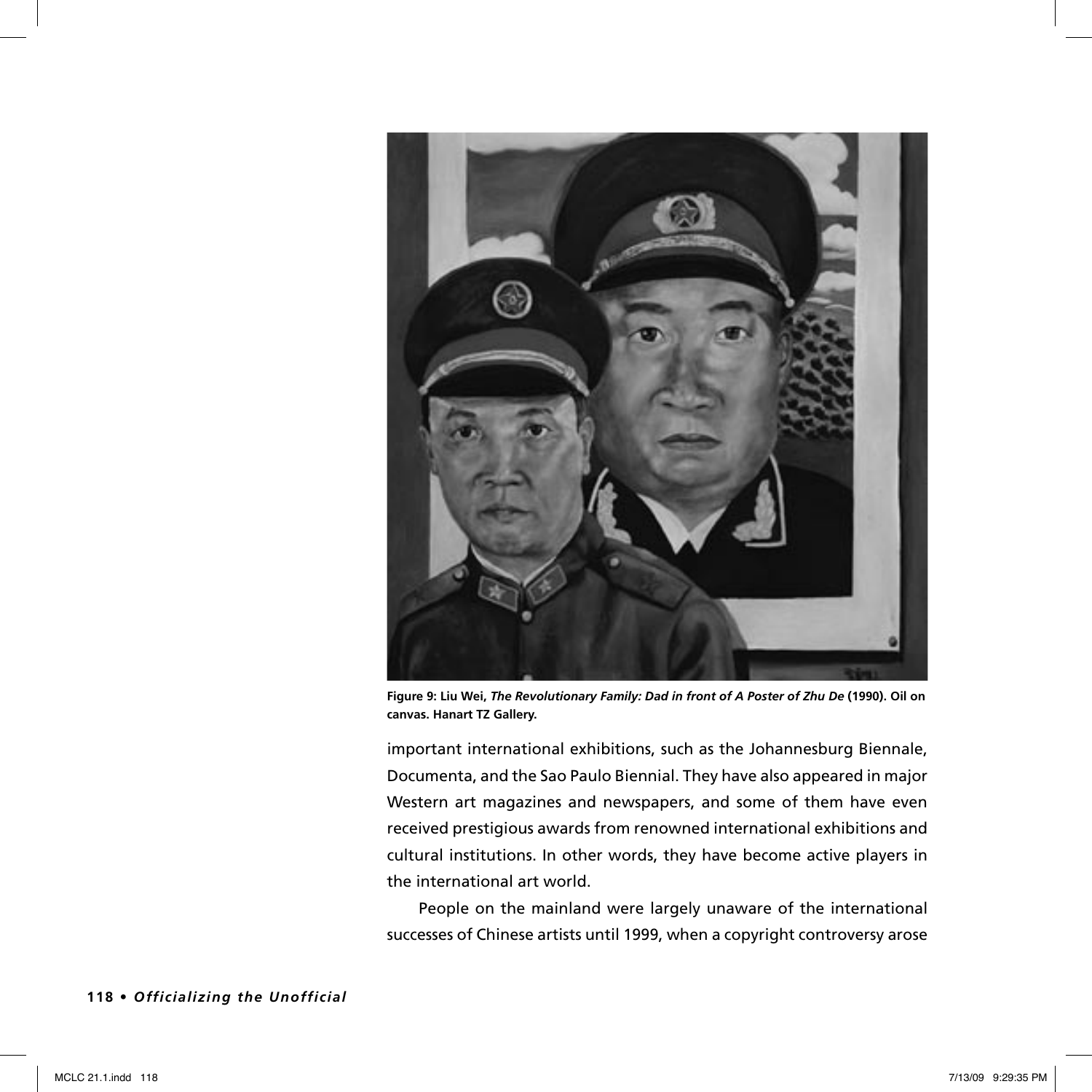**Figure 9: Liu Wei, *The Revolutionary Family: Dad in front of A Poster of Zhu De* (1990). Oil on canvas. Hanart TZ Gallery.**

important international exhibitions, such as the Johannesburg Biennale, Documenta, and the Sao Paulo Biennial. They have also appeared in major Western art magazines and newspapers, and some of them have even received prestigious awards from renowned international exhibitions and cultural institutions. In other words, they have become active players in the international art world.

People on the mainland were largely unaware of the international successes of Chinese artists until 1999, when a copyright controversy arose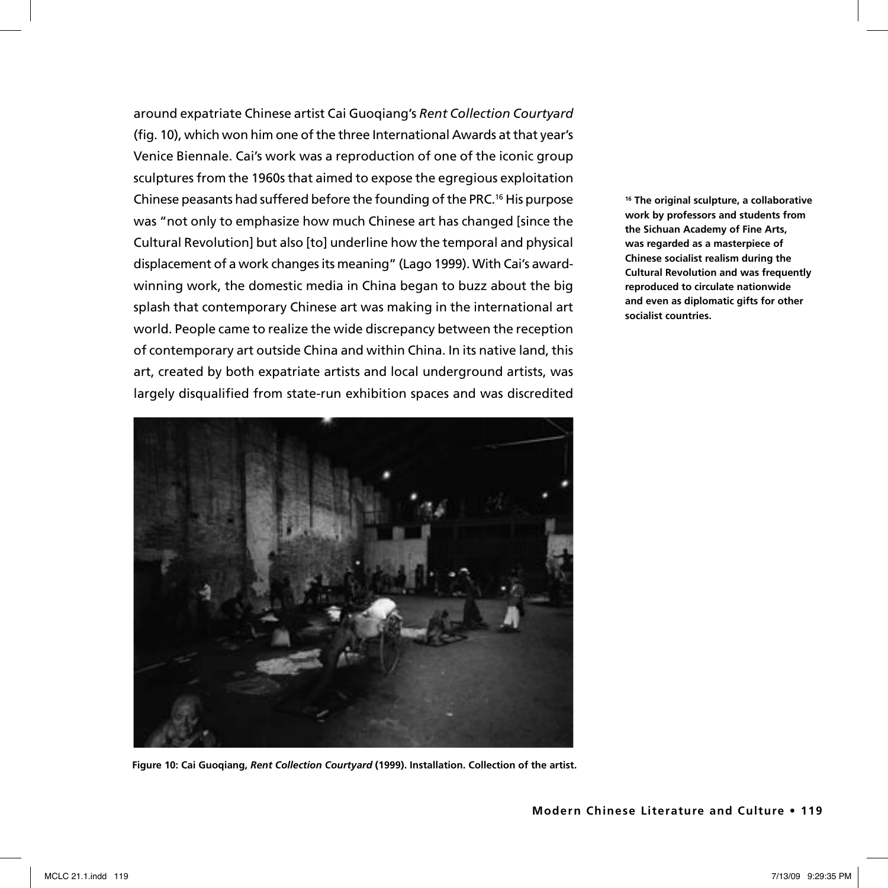around expatriate Chinese artist Cai Guoqiang's *Rent Collection Courtyard* (fig. 10), which won him one of the three International Awards at that year's Venice Biennale. Cai's work was a reproduction of one of the iconic group sculptures from the 1960s that aimed to expose the egregious exploitation Chinese peasants had suffered before the founding of the PRC.[16] His purpose was "not only to emphasize how much Chinese art has changed [since the Cultural Revolution] but also [to] underline how the temporal and physical displacement of a work changes its meaning" (Lago 1999). With Cai's award-winning work, the domestic media in China began to buzz about the big splash that contemporary Chinese art was making in the international art world. People came to realize the wide discrepancy between the reception of contemporary art outside China and within China. In its native land, this art, created by both expatriate artists and local underground artists, was largely disqualified from state-run exhibition spaces and was discredited

**Figure 10: Cai Guoqiang, *Rent Collection Courtyard* (1999). Installation. Collection of the artist.**

[16] **The original sculpture, a collaborative work by professors and students from the Sichuan Academy of Fine Arts, was regarded as a masterpiece of Chinese socialist realism during the Cultural Revolution and was frequently reproduced to circulate nationwide and even as diplomatic gifts for other socialist countries.**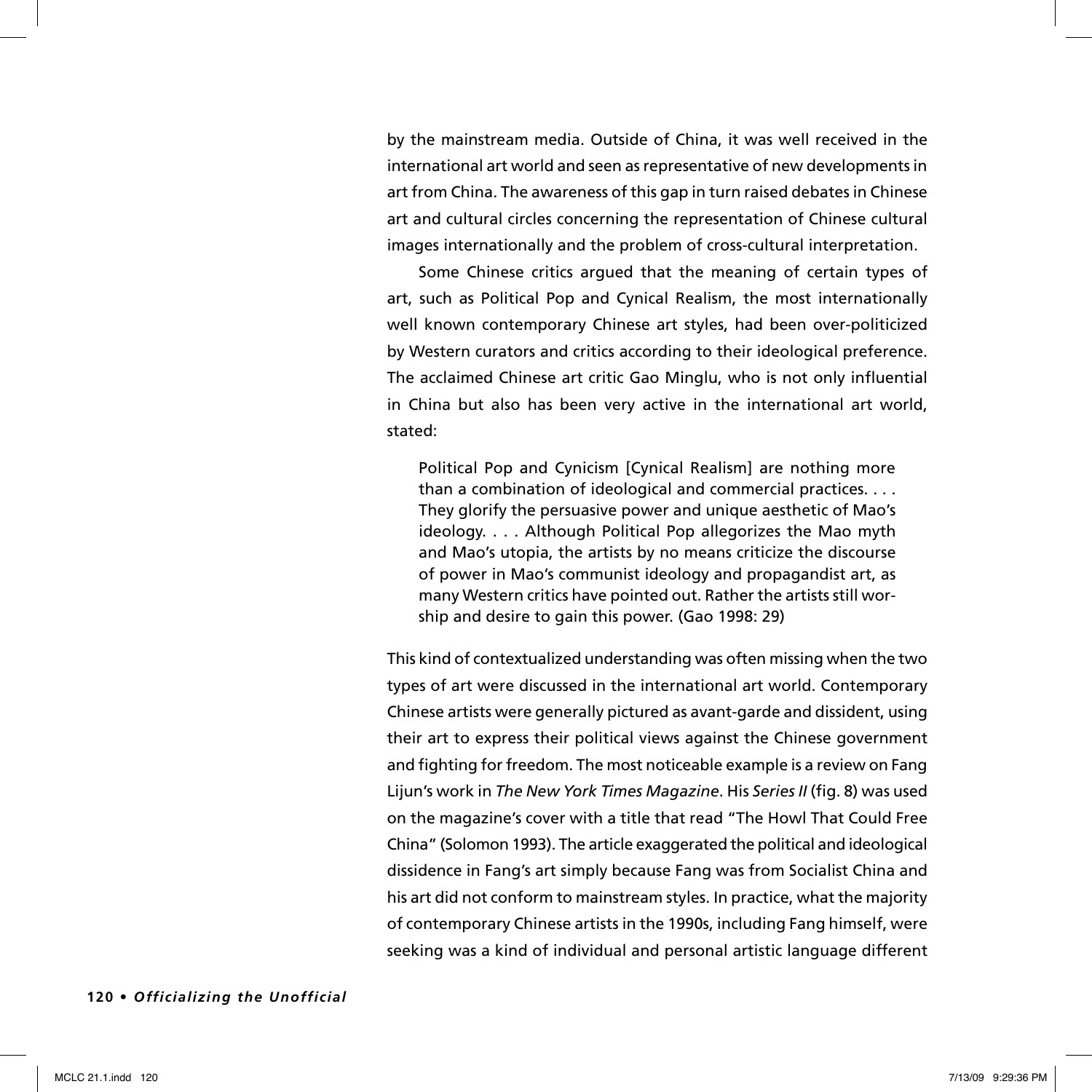by the mainstream media. Outside of China, it was well received in the international art world and seen as representative of new developments in art from China. The awareness of this gap in turn raised debates in Chinese art and cultural circles concerning the representation of Chinese cultural images internationally and the problem of cross-cultural interpretation.

Some Chinese critics argued that the meaning of certain types of art, such as Political Pop and Cynical Realism, the most internationally well known contemporary Chinese art styles, had been over-politicized by Western curators and critics according to their ideological preference. The acclaimed Chinese art critic Gao Minglu, who is not only influential in China but also has been very active in the international art world, stated:

> Political Pop and Cynicism [Cynical Realism] are nothing more than a combination of ideological and commercial practices. . . . They glorify the persuasive power and unique aesthetic of Mao's ideology. . . . Although Political Pop allegorizes the Mao myth and Mao's utopia, the artists by no means criticize the discourse of power in Mao's communist ideology and propagandist art, as many Western critics have pointed out. Rather the artists still worship and desire to gain this power. (Gao 1998: 29)

This kind of contextualized understanding was often missing when the two types of art were discussed in the international art world. Contemporary Chinese artists were generally pictured as avant-garde and dissident, using their art to express their political views against the Chinese government and fighting for freedom. The most noticeable example is a review on Fang Lijun's work in *The New York Times Magazine*. His *Series II* (fig. 8) was used on the magazine's cover with a title that read "The Howl That Could Free China" (Solomon 1993). The article exaggerated the political and ideological dissidence in Fang's art simply because Fang was from Socialist China and his art did not conform to mainstream styles. In practice, what the majority of contemporary Chinese artists in the 1990s, including Fang himself, were seeking was a kind of individual and personal artistic language different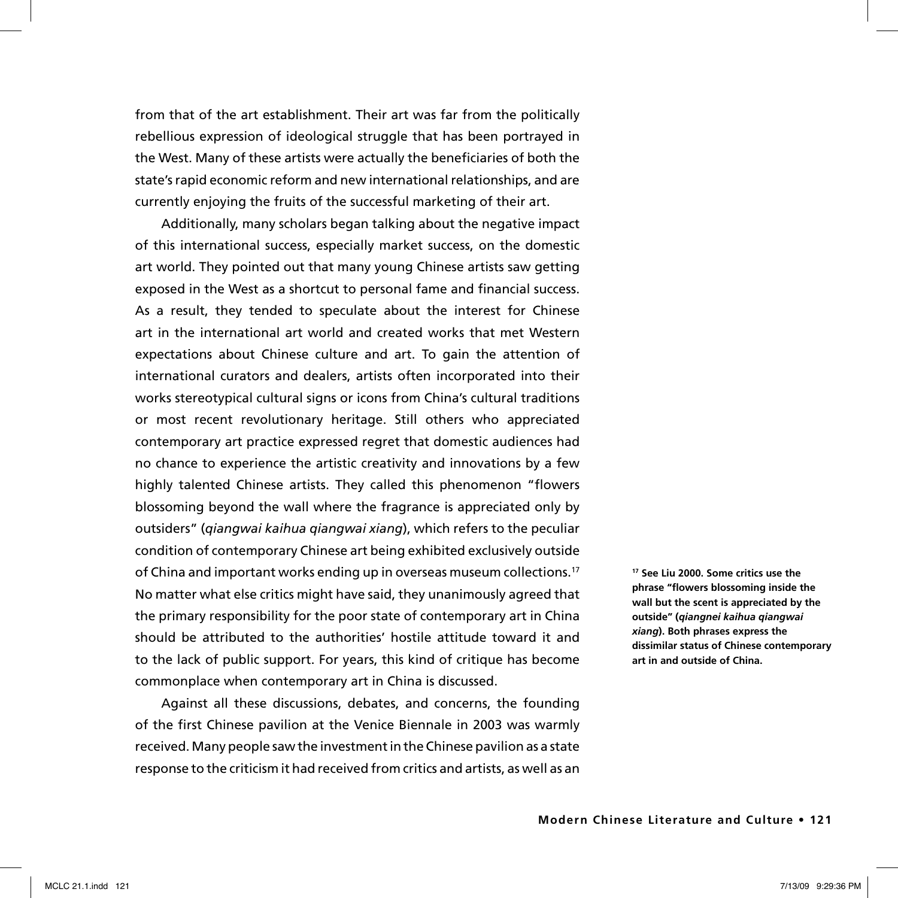from that of the art establishment. Their art was far from the politically rebellious expression of ideological struggle that has been portrayed in the West. Many of these artists were actually the beneficiaries of both the state's rapid economic reform and new international relationships, and are currently enjoying the fruits of the successful marketing of their art.

Additionally, many scholars began talking about the negative impact of this international success, especially market success, on the domestic art world. They pointed out that many young Chinese artists saw getting exposed in the West as a shortcut to personal fame and financial success. As a result, they tended to speculate about the interest for Chinese art in the international art world and created works that met Western expectations about Chinese culture and art. To gain the attention of international curators and dealers, artists often incorporated into their works stereotypical cultural signs or icons from China's cultural traditions or most recent revolutionary heritage. Still others who appreciated contemporary art practice expressed regret that domestic audiences had no chance to experience the artistic creativity and innovations by a few highly talented Chinese artists. They called this phenomenon "flowers blossoming beyond the wall where the fragrance is appreciated only by outsiders" (*qiangwai kaihua qiangwai xiang*), which refers to the peculiar condition of contemporary Chinese art being exhibited exclusively outside of China and important works ending up in overseas museum collections.[17] No matter what else critics might have said, they unanimously agreed that the primary responsibility for the poor state of contemporary art in China should be attributed to the authorities' hostile attitude toward it and to the lack of public support. For years, this kind of critique has become commonplace when contemporary art in China is discussed.

Against all these discussions, debates, and concerns, the founding of the first Chinese pavilion at the Venice Biennale in 2003 was warmly received. Many people saw the investment in the Chinese pavilion as a state response to the criticism it had received from critics and artists, as well as an

**[17] See Liu 2000. Some critics use the phrase "flowers blossoming inside the wall but the scent is appreciated by the outside" (*qiangnei kaihua qiangwai xiang*). Both phrases express the dissimilar status of Chinese contemporary art in and outside of China.**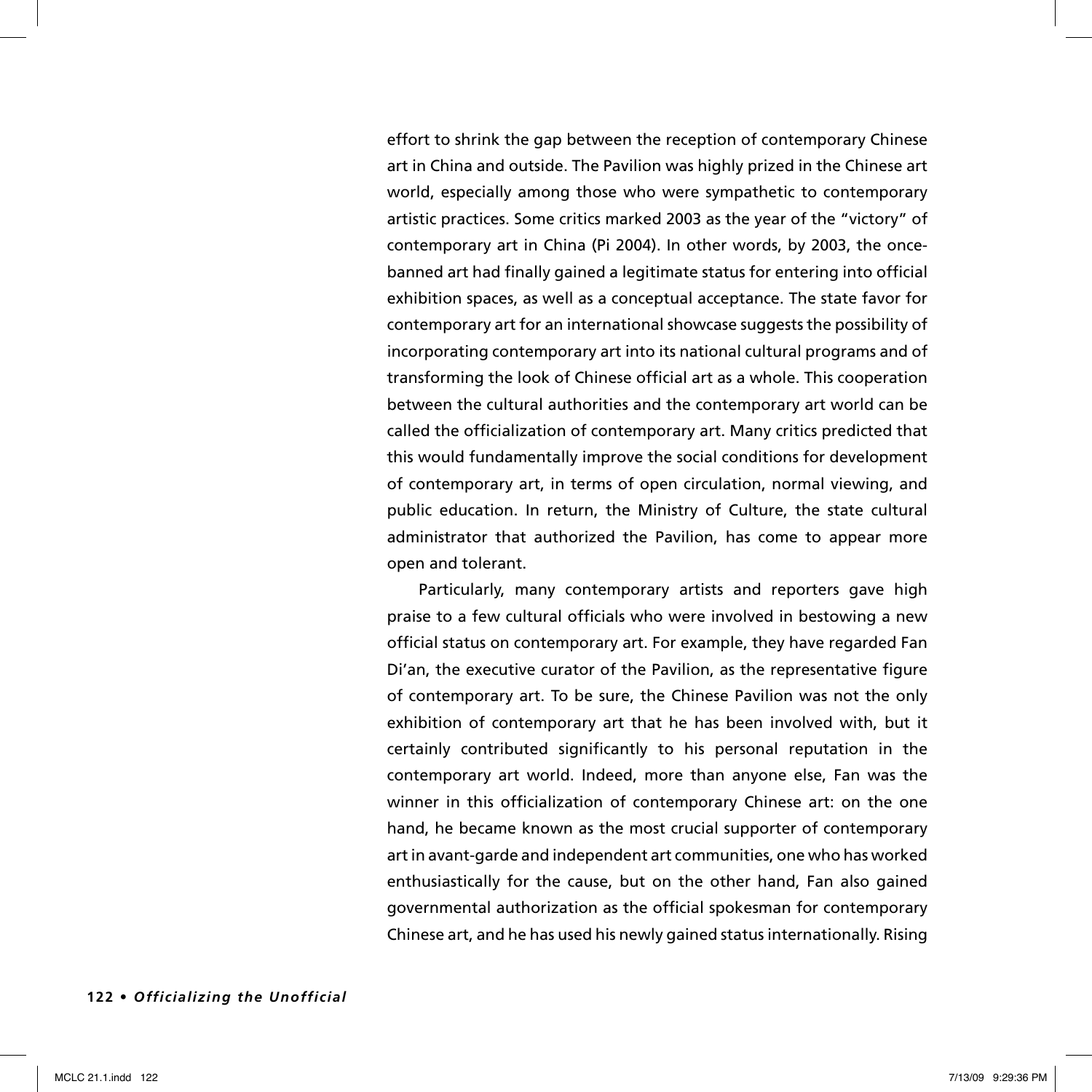effort to shrink the gap between the reception of contemporary Chinese art in China and outside. The Pavilion was highly prized in the Chinese art world, especially among those who were sympathetic to contemporary artistic practices. Some critics marked 2003 as the year of the "victory" of contemporary art in China (Pi 2004). In other words, by 2003, the once-banned art had finally gained a legitimate status for entering into official exhibition spaces, as well as a conceptual acceptance. The state favor for contemporary art for an international showcase suggests the possibility of incorporating contemporary art into its national cultural programs and of transforming the look of Chinese official art as a whole. This cooperation between the cultural authorities and the contemporary art world can be called the officialization of contemporary art. Many critics predicted that this would fundamentally improve the social conditions for development of contemporary art, in terms of open circulation, normal viewing, and public education. In return, the Ministry of Culture, the state cultural administrator that authorized the Pavilion, has come to appear more open and tolerant.

Particularly, many contemporary artists and reporters gave high praise to a few cultural officials who were involved in bestowing a new official status on contemporary art. For example, they have regarded Fan Di'an, the executive curator of the Pavilion, as the representative figure of contemporary art. To be sure, the Chinese Pavilion was not the only exhibition of contemporary art that he has been involved with, but it certainly contributed significantly to his personal reputation in the contemporary art world. Indeed, more than anyone else, Fan was the winner in this officialization of contemporary Chinese art: on the one hand, he became known as the most crucial supporter of contemporary art in avant-garde and independent art communities, one who has worked enthusiastically for the cause, but on the other hand, Fan also gained governmental authorization as the official spokesman for contemporary Chinese art, and he has used his newly gained status internationally. Rising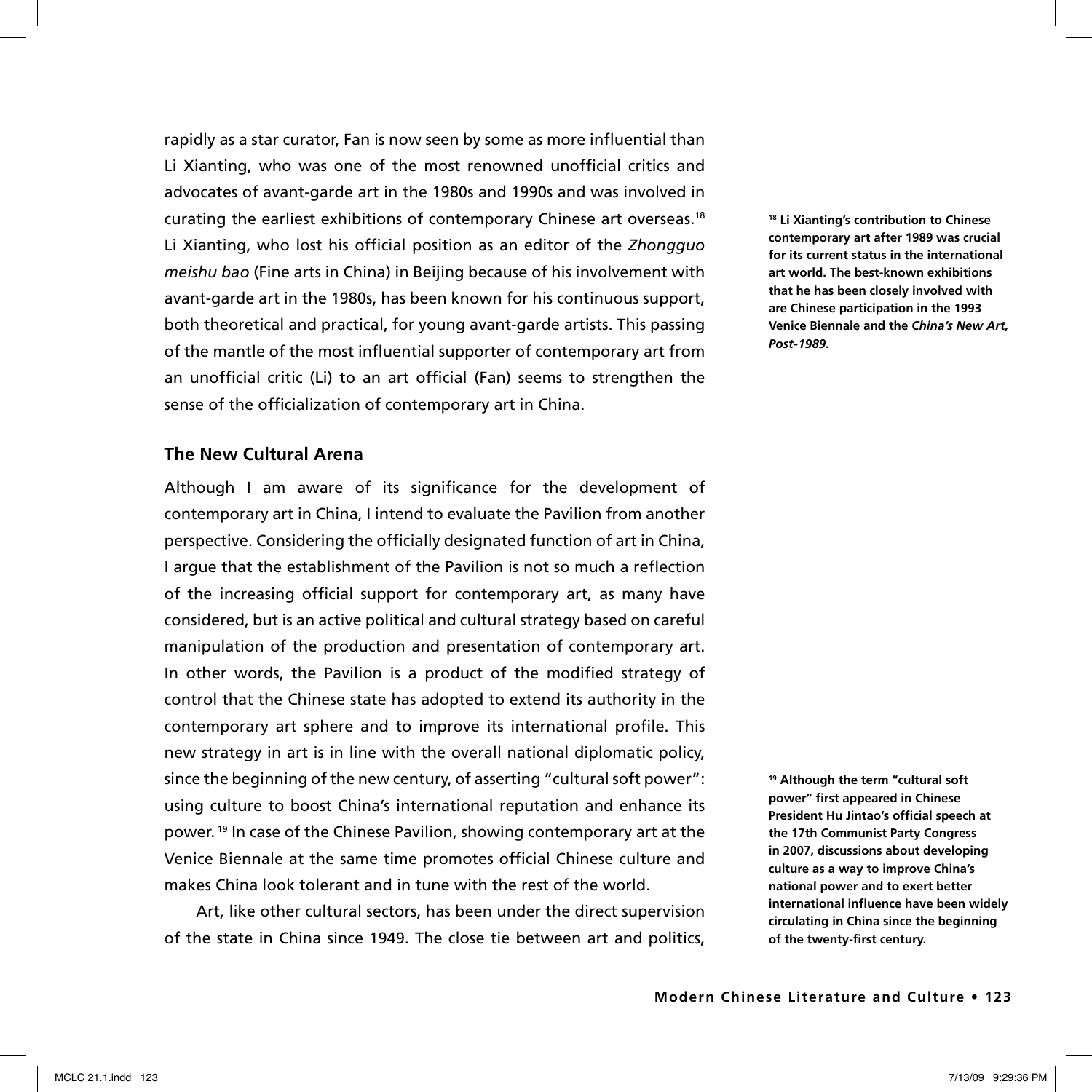rapidly as a star curator, Fan is now seen by some as more influential than Li Xianting, who was one of the most renowned unofficial critics and advocates of avant-garde art in the 1980s and 1990s and was involved in curating the earliest exhibitions of contemporary Chinese art overseas.[18] Li Xianting, who lost his official position as an editor of the *Zhongguo meishu bao* (Fine arts in China) in Beijing because of his involvement with avant-garde art in the 1980s, has been known for his continuous support, both theoretical and practical, for young avant-garde artists. This passing of the mantle of the most influential supporter of contemporary art from an unofficial critic (Li) to an art official (Fan) seems to strengthen the sense of the officialization of contemporary art in China.

## The New Cultural Arena

Although I am aware of its significance for the development of contemporary art in China, I intend to evaluate the Pavilion from another perspective. Considering the officially designated function of art in China, I argue that the establishment of the Pavilion is not so much a reflection of the increasing official support for contemporary art, as many have considered, but is an active political and cultural strategy based on careful manipulation of the production and presentation of contemporary art. In other words, the Pavilion is a product of the modified strategy of control that the Chinese state has adopted to extend its authority in the contemporary art sphere and to improve its international profile. This new strategy in art is in line with the overall national diplomatic policy, since the beginning of the new century, of asserting "cultural soft power": using culture to boost China's international reputation and enhance its power.[19] In case of the Chinese Pavilion, showing contemporary art at the Venice Biennale at the same time promotes official Chinese culture and makes China look tolerant and in tune with the rest of the world.

Art, like other cultural sectors, has been under the direct supervision of the state in China since 1949. The close tie between art and politics,

**[18] Li Xianting's contribution to Chinese contemporary art after 1989 was crucial for its current status in the international art world. The best-known exhibitions that he has been closely involved with are Chinese participation in the 1993 Venice Biennale and the *China's New Art, Post-1989*.**

**[19] Although the term "cultural soft power" first appeared in Chinese President Hu Jintao's official speech at the 17th Communist Party Congress in 2007, discussions about developing culture as a way to improve China's national power and to exert better international influence have been widely circulating in China since the beginning of the twenty-first century.**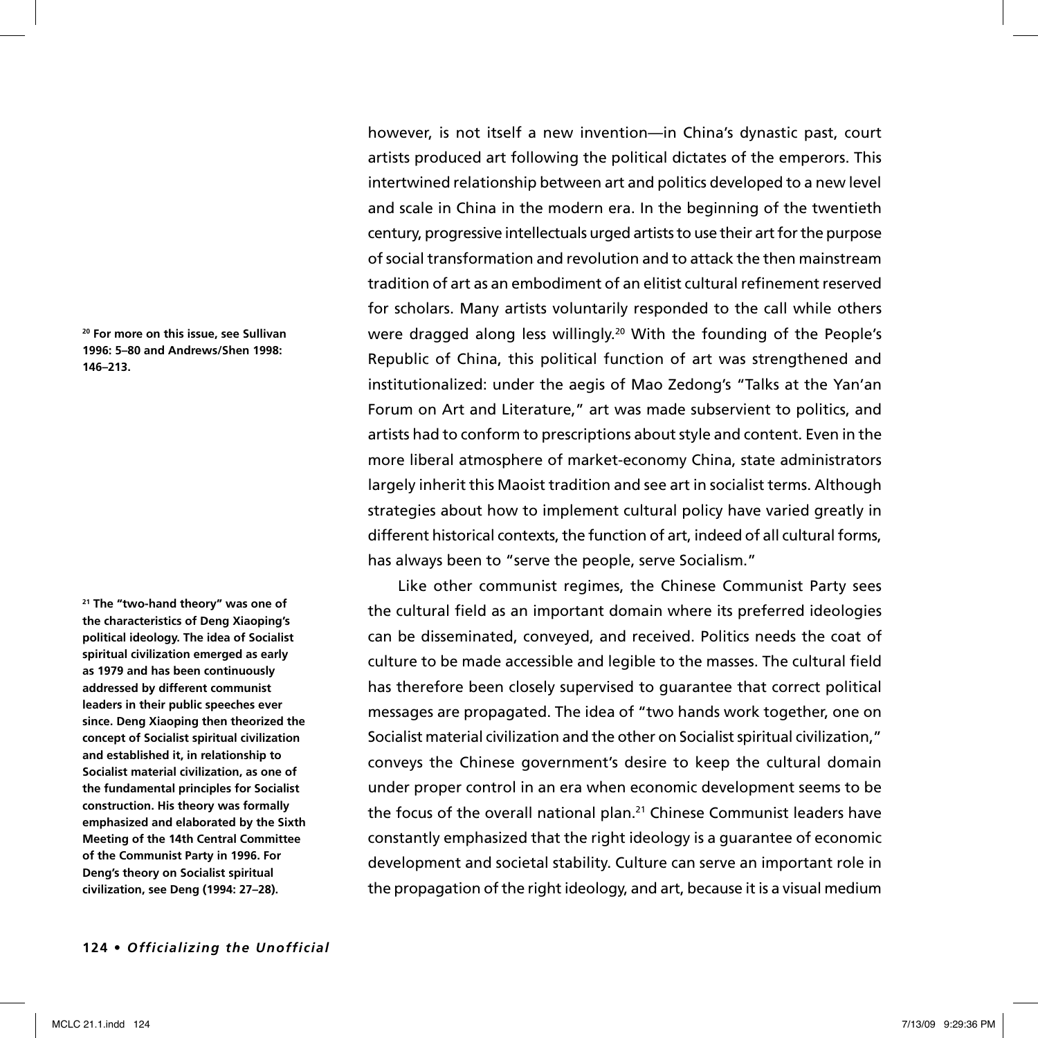however, is not itself a new invention—in China's dynastic past, court artists produced art following the political dictates of the emperors. This intertwined relationship between art and politics developed to a new level and scale in China in the modern era. In the beginning of the twentieth century, progressive intellectuals urged artists to use their art for the purpose of social transformation and revolution and to attack the then mainstream tradition of art as an embodiment of an elitist cultural refinement reserved for scholars. Many artists voluntarily responded to the call while others were dragged along less willingly.[20] With the founding of the People's Republic of China, this political function of art was strengthened and institutionalized: under the aegis of Mao Zedong's "Talks at the Yan'an Forum on Art and Literature," art was made subservient to politics, and artists had to conform to prescriptions about style and content. Even in the more liberal atmosphere of market-economy China, state administrators largely inherit this Maoist tradition and see art in socialist terms. Although strategies about how to implement cultural policy have varied greatly in different historical contexts, the function of art, indeed of all cultural forms, has always been to "serve the people, serve Socialism."

Like other communist regimes, the Chinese Communist Party sees the cultural field as an important domain where its preferred ideologies can be disseminated, conveyed, and received. Politics needs the coat of culture to be made accessible and legible to the masses. The cultural field has therefore been closely supervised to guarantee that correct political messages are propagated. The idea of "two hands work together, one on Socialist material civilization and the other on Socialist spiritual civilization," conveys the Chinese government's desire to keep the cultural domain under proper control in an era when economic development seems to be the focus of the overall national plan.[21] Chinese Communist leaders have constantly emphasized that the right ideology is a guarantee of economic development and societal stability. Culture can serve an important role in the propagation of the right ideology, and art, because it is a visual medium

**[20] For more on this issue, see Sullivan 1996: 5–80 and Andrews/Shen 1998: 146–213.**

**[21] The "two-hand theory" was one of the characteristics of Deng Xiaoping's political ideology. The idea of Socialist spiritual civilization emerged as early as 1979 and has been continuously addressed by different communist leaders in their public speeches ever since. Deng Xiaoping then theorized the concept of Socialist spiritual civilization and established it, in relationship to Socialist material civilization, as one of the fundamental principles for Socialist construction. His theory was formally emphasized and elaborated by the Sixth Meeting of the 14th Central Committee of the Communist Party in 1996. For Deng's theory on Socialist spiritual civilization, see Deng (1994: 27–28).**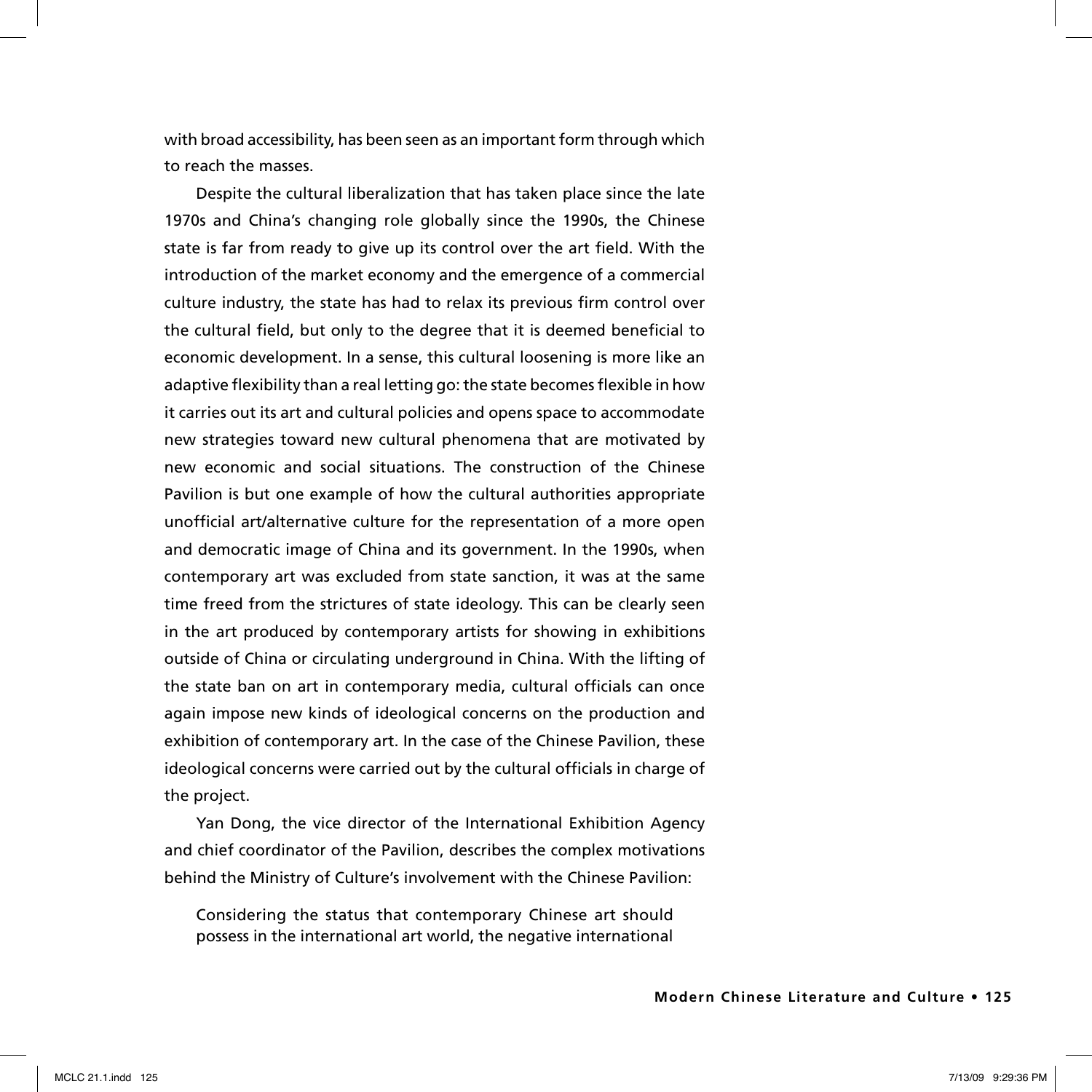with broad accessibility, has been seen as an important form through which to reach the masses.

Despite the cultural liberalization that has taken place since the late 1970s and China's changing role globally since the 1990s, the Chinese state is far from ready to give up its control over the art field. With the introduction of the market economy and the emergence of a commercial culture industry, the state has had to relax its previous firm control over the cultural field, but only to the degree that it is deemed beneficial to economic development. In a sense, this cultural loosening is more like an adaptive flexibility than a real letting go: the state becomes flexible in how it carries out its art and cultural policies and opens space to accommodate new strategies toward new cultural phenomena that are motivated by new economic and social situations. The construction of the Chinese Pavilion is but one example of how the cultural authorities appropriate unofficial art/alternative culture for the representation of a more open and democratic image of China and its government. In the 1990s, when contemporary art was excluded from state sanction, it was at the same time freed from the strictures of state ideology. This can be clearly seen in the art produced by contemporary artists for showing in exhibitions outside of China or circulating underground in China. With the lifting of the state ban on art in contemporary media, cultural officials can once again impose new kinds of ideological concerns on the production and exhibition of contemporary art. In the case of the Chinese Pavilion, these ideological concerns were carried out by the cultural officials in charge of the project.

Yan Dong, the vice director of the International Exhibition Agency and chief coordinator of the Pavilion, describes the complex motivations behind the Ministry of Culture's involvement with the Chinese Pavilion:

> Considering the status that contemporary Chinese art should possess in the international art world, the negative international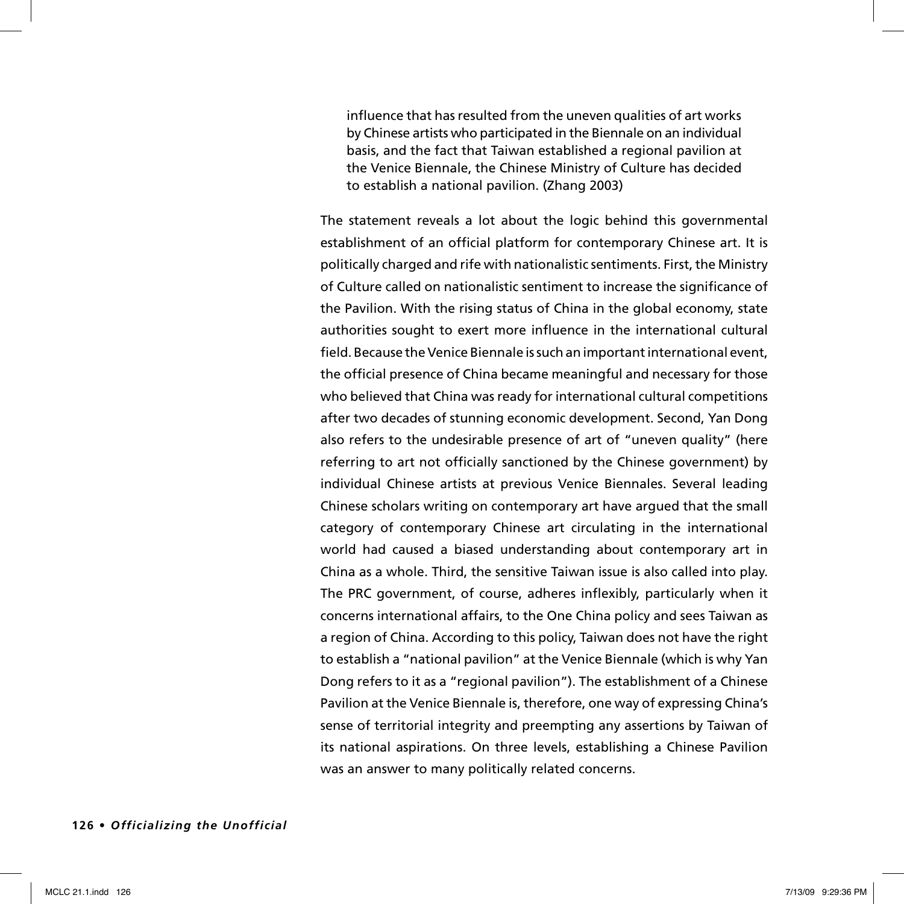> influence that has resulted from the uneven qualities of art works by Chinese artists who participated in the Biennale on an individual basis, and the fact that Taiwan established a regional pavilion at the Venice Biennale, the Chinese Ministry of Culture has decided to establish a national pavilion. (Zhang 2003)

The statement reveals a lot about the logic behind this governmental establishment of an official platform for contemporary Chinese art. It is politically charged and rife with nationalistic sentiments. First, the Ministry of Culture called on nationalistic sentiment to increase the significance of the Pavilion. With the rising status of China in the global economy, state authorities sought to exert more influence in the international cultural field. Because the Venice Biennale is such an important international event, the official presence of China became meaningful and necessary for those who believed that China was ready for international cultural competitions after two decades of stunning economic development. Second, Yan Dong also refers to the undesirable presence of art of "uneven quality" (here referring to art not officially sanctioned by the Chinese government) by individual Chinese artists at previous Venice Biennales. Several leading Chinese scholars writing on contemporary art have argued that the small category of contemporary Chinese art circulating in the international world had caused a biased understanding about contemporary art in China as a whole. Third, the sensitive Taiwan issue is also called into play. The PRC government, of course, adheres inflexibly, particularly when it concerns international affairs, to the One China policy and sees Taiwan as a region of China. According to this policy, Taiwan does not have the right to establish a "national pavilion" at the Venice Biennale (which is why Yan Dong refers to it as a "regional pavilion"). The establishment of a Chinese Pavilion at the Venice Biennale is, therefore, one way of expressing China's sense of territorial integrity and preempting any assertions by Taiwan of its national aspirations. On three levels, establishing a Chinese Pavilion was an answer to many politically related concerns.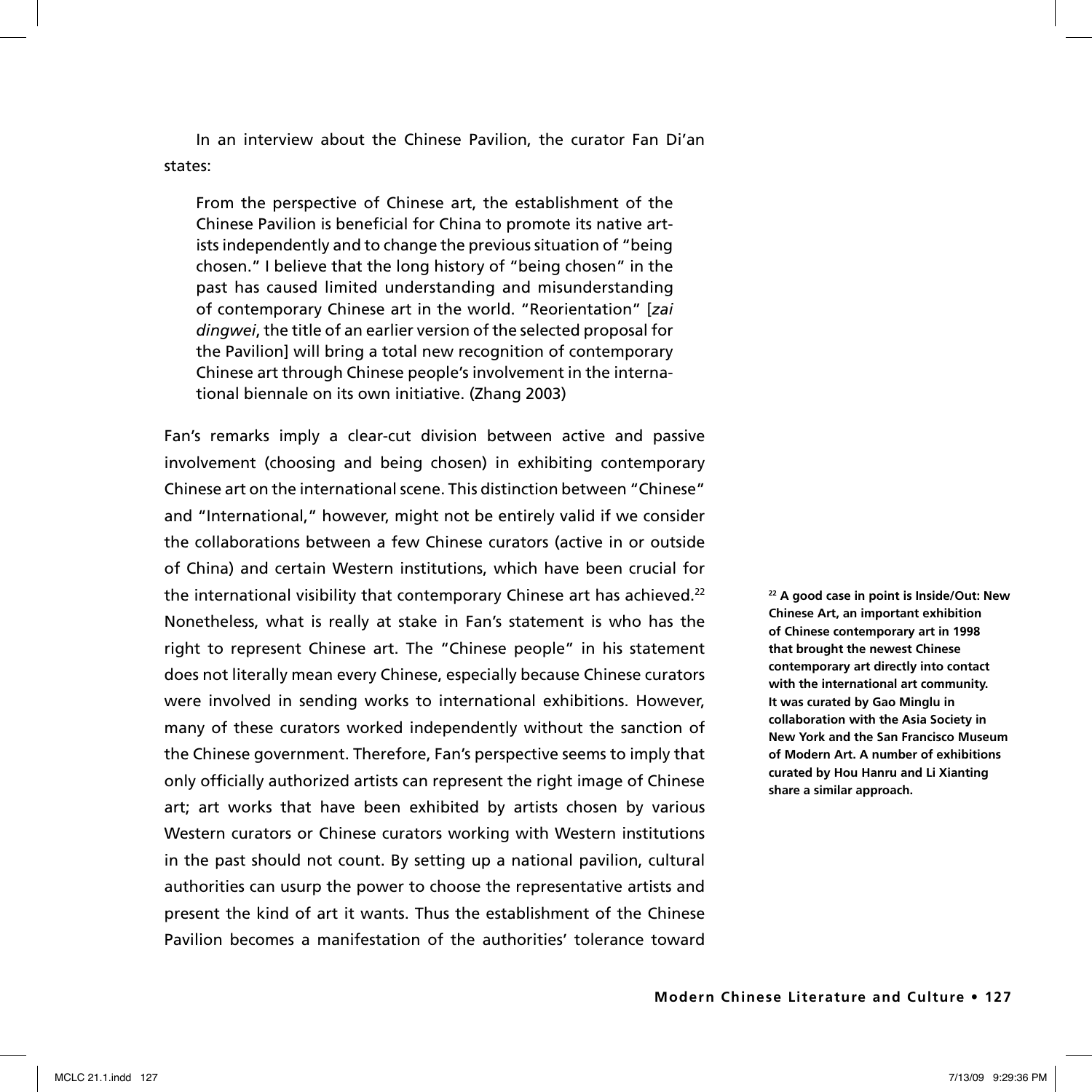In an interview about the Chinese Pavilion, the curator Fan Di'an states:

> From the perspective of Chinese art, the establishment of the Chinese Pavilion is beneficial for China to promote its native artists independently and to change the previous situation of "being chosen." I believe that the long history of "being chosen" in the past has caused limited understanding and misunderstanding of contemporary Chinese art in the world. "Reorientation" [*zai dingwei*, the title of an earlier version of the selected proposal for the Pavilion] will bring a total new recognition of contemporary Chinese art through Chinese people's involvement in the international biennale on its own initiative. (Zhang 2003)

Fan's remarks imply a clear-cut division between active and passive involvement (choosing and being chosen) in exhibiting contemporary Chinese art on the international scene. This distinction between "Chinese" and "International," however, might not be entirely valid if we consider the collaborations between a few Chinese curators (active in or outside of China) and certain Western institutions, which have been crucial for the international visibility that contemporary Chinese art has achieved.[22] Nonetheless, what is really at stake in Fan's statement is who has the right to represent Chinese art. The "Chinese people" in his statement does not literally mean every Chinese, especially because Chinese curators were involved in sending works to international exhibitions. However, many of these curators worked independently without the sanction of the Chinese government. Therefore, Fan's perspective seems to imply that only officially authorized artists can represent the right image of Chinese art; art works that have been exhibited by artists chosen by various Western curators or Chinese curators working with Western institutions in the past should not count. By setting up a national pavilion, cultural authorities can usurp the power to choose the representative artists and present the kind of art it wants. Thus the establishment of the Chinese Pavilion becomes a manifestation of the authorities' tolerance toward

**[22] A good case in point is Inside/Out: New Chinese Art, an important exhibition of Chinese contemporary art in 1998 that brought the newest Chinese contemporary art directly into contact with the international art community. It was curated by Gao Minglu in collaboration with the Asia Society in New York and the San Francisco Museum of Modern Art. A number of exhibitions curated by Hou Hanru and Li Xianting share a similar approach.**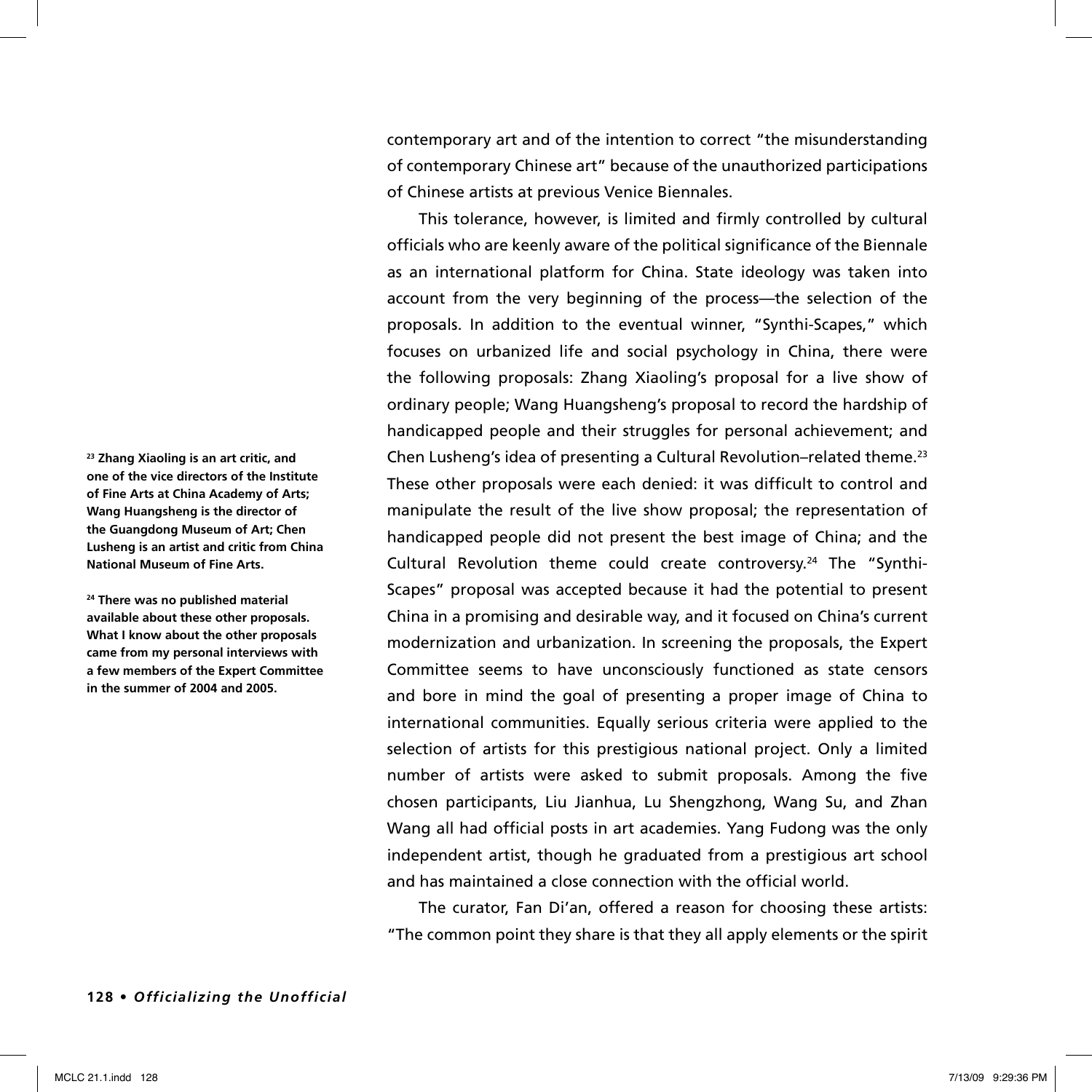contemporary art and of the intention to correct "the misunderstanding of contemporary Chinese art" because of the unauthorized participations of Chinese artists at previous Venice Biennales.

This tolerance, however, is limited and firmly controlled by cultural officials who are keenly aware of the political significance of the Biennale as an international platform for China. State ideology was taken into account from the very beginning of the process—the selection of the proposals. In addition to the eventual winner, "Synthi-Scapes," which focuses on urbanized life and social psychology in China, there were the following proposals: Zhang Xiaoling's proposal for a live show of ordinary people; Wang Huangsheng's proposal to record the hardship of handicapped people and their struggles for personal achievement; and Chen Lusheng's idea of presenting a Cultural Revolution–related theme.[23] These other proposals were each denied: it was difficult to control and manipulate the result of the live show proposal; the representation of handicapped people did not present the best image of China; and the Cultural Revolution theme could create controversy.[24] The "Synthi-Scapes" proposal was accepted because it had the potential to present China in a promising and desirable way, and it focused on China's current modernization and urbanization. In screening the proposals, the Expert Committee seems to have unconsciously functioned as state censors and bore in mind the goal of presenting a proper image of China to international communities. Equally serious criteria were applied to the selection of artists for this prestigious national project. Only a limited number of artists were asked to submit proposals. Among the five chosen participants, Liu Jianhua, Lu Shengzhong, Wang Su, and Zhan Wang all had official posts in art academies. Yang Fudong was the only independent artist, though he graduated from a prestigious art school and has maintained a close connection with the official world.

The curator, Fan Di'an, offered a reason for choosing these artists: "The common point they share is that they all apply elements or the spirit

**[23] Zhang Xiaoling is an art critic, and one of the vice directors of the Institute of Fine Arts at China Academy of Arts; Wang Huangsheng is the director of the Guangdong Museum of Art; Chen Lusheng is an artist and critic from China National Museum of Fine Arts.**

**[24] There was no published material available about these other proposals. What I know about the other proposals came from my personal interviews with a few members of the Expert Committee in the summer of 2004 and 2005.**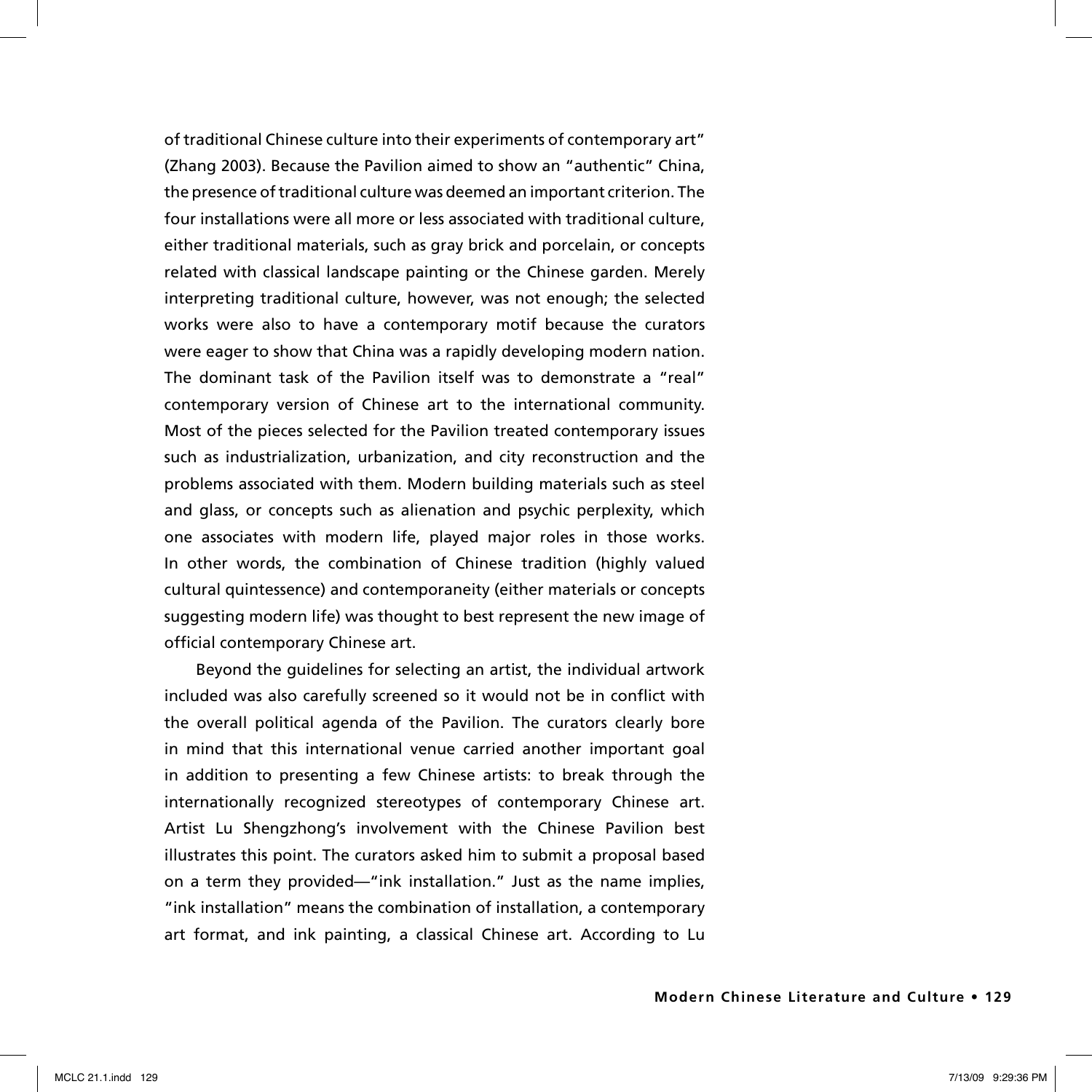of traditional Chinese culture into their experiments of contemporary art" (Zhang 2003). Because the Pavilion aimed to show an "authentic" China, the presence of traditional culture was deemed an important criterion. The four installations were all more or less associated with traditional culture, either traditional materials, such as gray brick and porcelain, or concepts related with classical landscape painting or the Chinese garden. Merely interpreting traditional culture, however, was not enough; the selected works were also to have a contemporary motif because the curators were eager to show that China was a rapidly developing modern nation. The dominant task of the Pavilion itself was to demonstrate a "real" contemporary version of Chinese art to the international community. Most of the pieces selected for the Pavilion treated contemporary issues such as industrialization, urbanization, and city reconstruction and the problems associated with them. Modern building materials such as steel and glass, or concepts such as alienation and psychic perplexity, which one associates with modern life, played major roles in those works. In other words, the combination of Chinese tradition (highly valued cultural quintessence) and contemporaneity (either materials or concepts suggesting modern life) was thought to best represent the new image of official contemporary Chinese art.

Beyond the guidelines for selecting an artist, the individual artwork included was also carefully screened so it would not be in conflict with the overall political agenda of the Pavilion. The curators clearly bore in mind that this international venue carried another important goal in addition to presenting a few Chinese artists: to break through the internationally recognized stereotypes of contemporary Chinese art. Artist Lu Shengzhong's involvement with the Chinese Pavilion best illustrates this point. The curators asked him to submit a proposal based on a term they provided—"ink installation." Just as the name implies, "ink installation" means the combination of installation, a contemporary art format, and ink painting, a classical Chinese art. According to Lu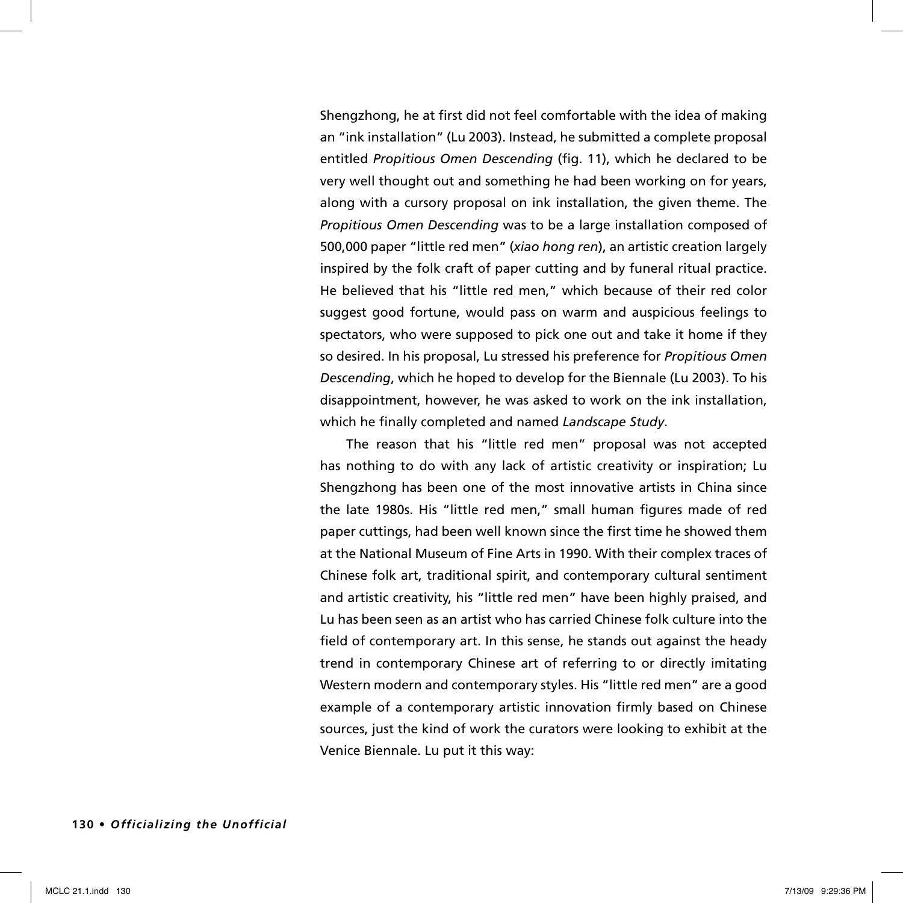Shengzhong, he at first did not feel comfortable with the idea of making an "ink installation" (Lu 2003). Instead, he submitted a complete proposal entitled *Propitious Omen Descending* (fig. 11), which he declared to be very well thought out and something he had been working on for years, along with a cursory proposal on ink installation, the given theme. The *Propitious Omen Descending* was to be a large installation composed of 500,000 paper "little red men" (*xiao hong ren*), an artistic creation largely inspired by the folk craft of paper cutting and by funeral ritual practice. He believed that his "little red men," which because of their red color suggest good fortune, would pass on warm and auspicious feelings to spectators, who were supposed to pick one out and take it home if they so desired. In his proposal, Lu stressed his preference for *Propitious Omen Descending*, which he hoped to develop for the Biennale (Lu 2003). To his disappointment, however, he was asked to work on the ink installation, which he finally completed and named *Landscape Study*.

The reason that his "little red men" proposal was not accepted has nothing to do with any lack of artistic creativity or inspiration; Lu Shengzhong has been one of the most innovative artists in China since the late 1980s. His "little red men," small human figures made of red paper cuttings, had been well known since the first time he showed them at the National Museum of Fine Arts in 1990. With their complex traces of Chinese folk art, traditional spirit, and contemporary cultural sentiment and artistic creativity, his "little red men" have been highly praised, and Lu has been seen as an artist who has carried Chinese folk culture into the field of contemporary art. In this sense, he stands out against the heady trend in contemporary Chinese art of referring to or directly imitating Western modern and contemporary styles. His "little red men" are a good example of a contemporary artistic innovation firmly based on Chinese sources, just the kind of work the curators were looking to exhibit at the Venice Biennale. Lu put it this way: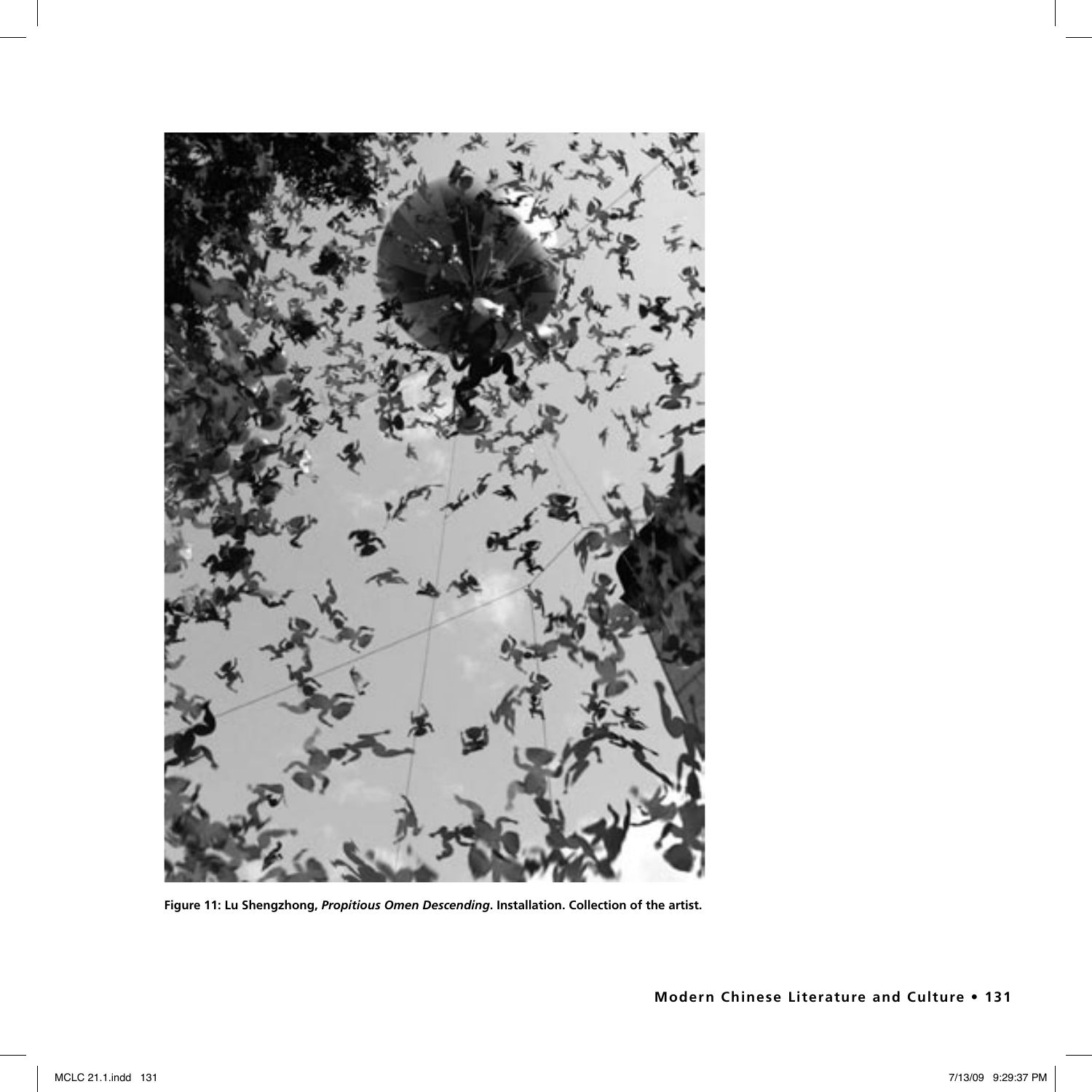**Figure 11: Lu Shengzhong, *Propitious Omen Descending*. Installation. Collection of the artist.**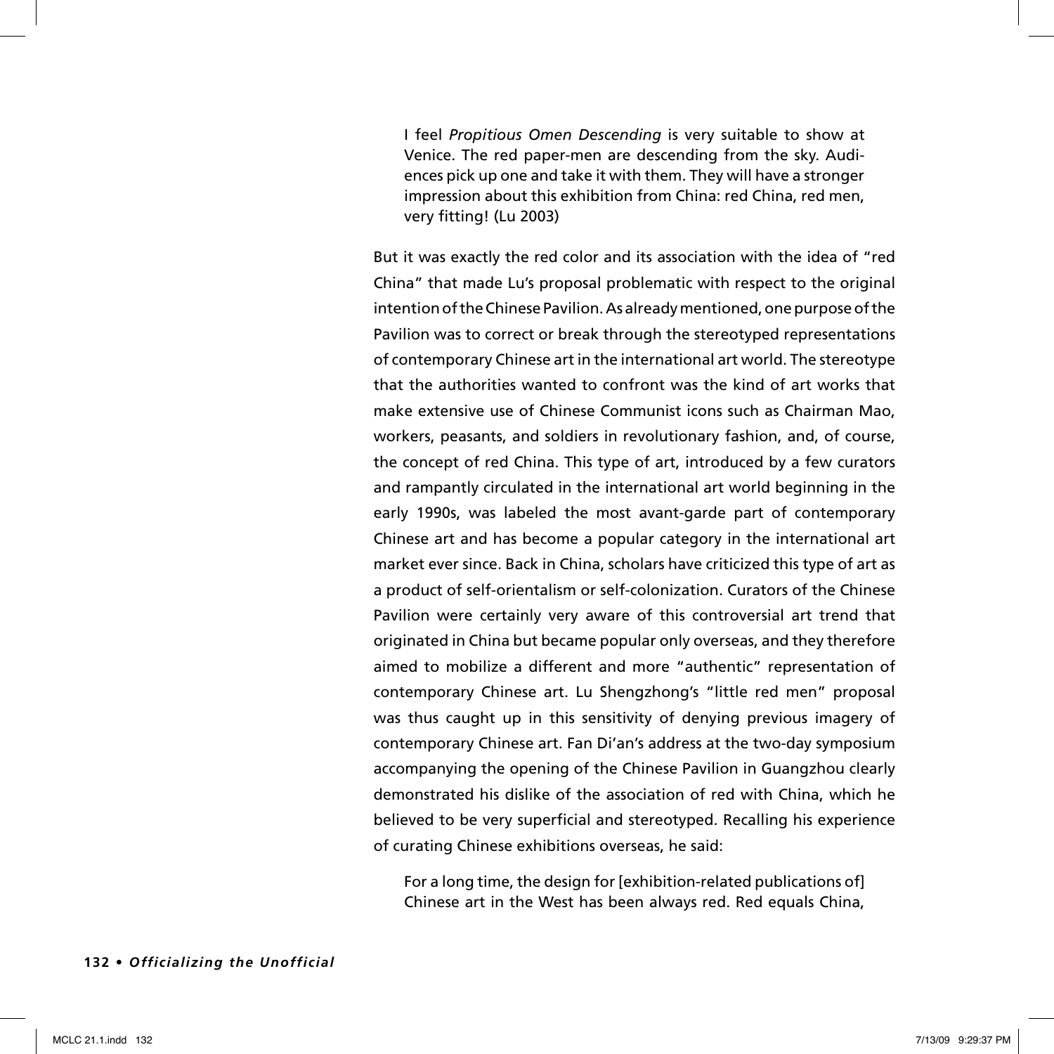> I feel *Propitious Omen Descending* is very suitable to show at Venice. The red paper-men are descending from the sky. Audiences pick up one and take it with them. They will have a stronger impression about this exhibition from China: red China, red men, very fitting! (Lu 2003)

But it was exactly the red color and its association with the idea of "red China" that made Lu's proposal problematic with respect to the original intention of the Chinese Pavilion. As already mentioned, one purpose of the Pavilion was to correct or break through the stereotyped representations of contemporary Chinese art in the international art world. The stereotype that the authorities wanted to confront was the kind of art works that make extensive use of Chinese Communist icons such as Chairman Mao, workers, peasants, and soldiers in revolutionary fashion, and, of course, the concept of red China. This type of art, introduced by a few curators and rampantly circulated in the international art world beginning in the early 1990s, was labeled the most avant-garde part of contemporary Chinese art and has become a popular category in the international art market ever since. Back in China, scholars have criticized this type of art as a product of self-orientalism or self-colonization. Curators of the Chinese Pavilion were certainly very aware of this controversial art trend that originated in China but became popular only overseas, and they therefore aimed to mobilize a different and more "authentic" representation of contemporary Chinese art. Lu Shengzhong's "little red men" proposal was thus caught up in this sensitivity of denying previous imagery of contemporary Chinese art. Fan Di'an's address at the two-day symposium accompanying the opening of the Chinese Pavilion in Guangzhou clearly demonstrated his dislike of the association of red with China, which he believed to be very superficial and stereotyped. Recalling his experience of curating Chinese exhibitions overseas, he said:

> For a long time, the design for [exhibition-related publications of] Chinese art in the West has been always red. Red equals China,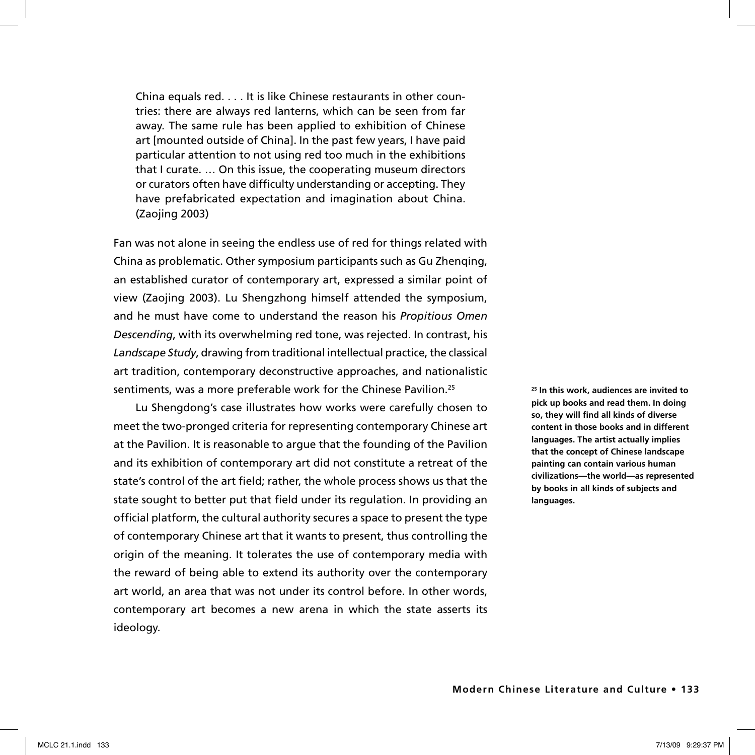> China equals red. . . . It is like Chinese restaurants in other countries: there are always red lanterns, which can be seen from far away. The same rule has been applied to exhibition of Chinese art [mounted outside of China]. In the past few years, I have paid particular attention to not using red too much in the exhibitions that I curate. … On this issue, the cooperating museum directors or curators often have difficulty understanding or accepting. They have prefabricated expectation and imagination about China. (Zaojing 2003)

Fan was not alone in seeing the endless use of red for things related with China as problematic. Other symposium participants such as Gu Zhenqing, an established curator of contemporary art, expressed a similar point of view (Zaojing 2003). Lu Shengzhong himself attended the symposium, and he must have come to understand the reason his *Propitious Omen Descending*, with its overwhelming red tone, was rejected. In contrast, his *Landscape Study*, drawing from traditional intellectual practice, the classical art tradition, contemporary deconstructive approaches, and nationalistic sentiments, was a more preferable work for the Chinese Pavilion.[25]

Lu Shengdong's case illustrates how works were carefully chosen to meet the two-pronged criteria for representing contemporary Chinese art at the Pavilion. It is reasonable to argue that the founding of the Pavilion and its exhibition of contemporary art did not constitute a retreat of the state's control of the art field; rather, the whole process shows us that the state sought to better put that field under its regulation. In providing an official platform, the cultural authority secures a space to present the type of contemporary Chinese art that it wants to present, thus controlling the origin of the meaning. It tolerates the use of contemporary media with the reward of being able to extend its authority over the contemporary art world, an area that was not under its control before. In other words, contemporary art becomes a new arena in which the state asserts its ideology.

**[25] In this work, audiences are invited to pick up books and read them. In doing so, they will find all kinds of diverse content in those books and in different languages. The artist actually implies that the concept of Chinese landscape painting can contain various human civilizations—the world—as represented by books in all kinds of subjects and languages.**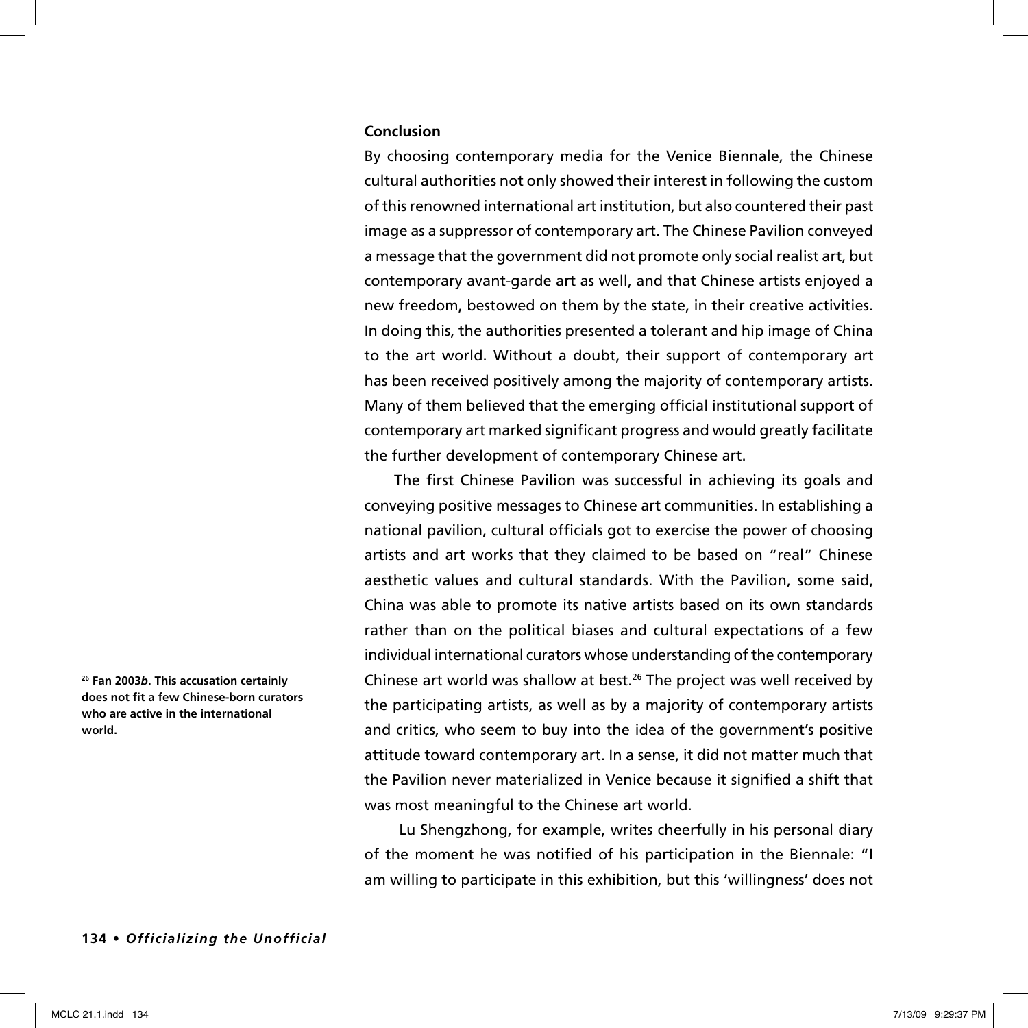## Conclusion

By choosing contemporary media for the Venice Biennale, the Chinese cultural authorities not only showed their interest in following the custom of this renowned international art institution, but also countered their past image as a suppressor of contemporary art. The Chinese Pavilion conveyed a message that the government did not promote only social realist art, but contemporary avant-garde art as well, and that Chinese artists enjoyed a new freedom, bestowed on them by the state, in their creative activities. In doing this, the authorities presented a tolerant and hip image of China to the art world. Without a doubt, their support of contemporary art has been received positively among the majority of contemporary artists. Many of them believed that the emerging official institutional support of contemporary art marked significant progress and would greatly facilitate the further development of contemporary Chinese art.

The first Chinese Pavilion was successful in achieving its goals and conveying positive messages to Chinese art communities. In establishing a national pavilion, cultural officials got to exercise the power of choosing artists and art works that they claimed to be based on "real" Chinese aesthetic values and cultural standards. With the Pavilion, some said, China was able to promote its native artists based on its own standards rather than on the political biases and cultural expectations of a few individual international curators whose understanding of the contemporary Chinese art world was shallow at best.[26] The project was well received by the participating artists, as well as by a majority of contemporary artists and critics, who seem to buy into the idea of the government's positive attitude toward contemporary art. In a sense, it did not matter much that the Pavilion never materialized in Venice because it signified a shift that was most meaningful to the Chinese art world.

Lu Shengzhong, for example, writes cheerfully in his personal diary of the moment he was notified of his participation in the Biennale: "I am willing to participate in this exhibition, but this 'willingness' does not

[26] **Fan 2003*b*. This accusation certainly does not fit a few Chinese-born curators who are active in the international world.**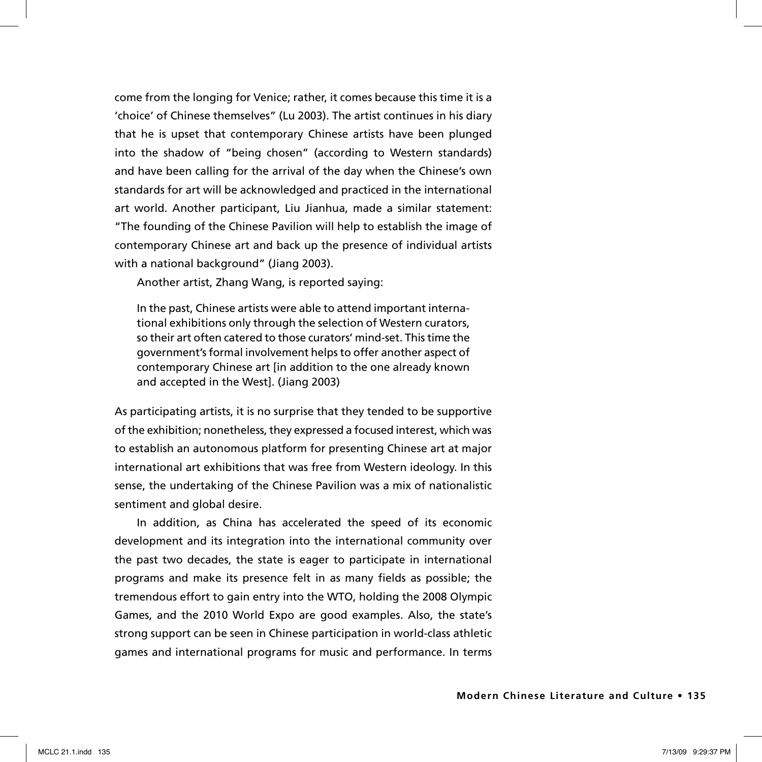come from the longing for Venice; rather, it comes because this time it is a 'choice' of Chinese themselves" (Lu 2003). The artist continues in his diary that he is upset that contemporary Chinese artists have been plunged into the shadow of "being chosen" (according to Western standards) and have been calling for the arrival of the day when the Chinese's own standards for art will be acknowledged and practiced in the international art world. Another participant, Liu Jianhua, made a similar statement: "The founding of the Chinese Pavilion will help to establish the image of contemporary Chinese art and back up the presence of individual artists with a national background" (Jiang 2003).

Another artist, Zhang Wang, is reported saying:

> In the past, Chinese artists were able to attend important international exhibitions only through the selection of Western curators, so their art often catered to those curators' mind-set. This time the government's formal involvement helps to offer another aspect of contemporary Chinese art [in addition to the one already known and accepted in the West]. (Jiang 2003)

As participating artists, it is no surprise that they tended to be supportive of the exhibition; nonetheless, they expressed a focused interest, which was to establish an autonomous platform for presenting Chinese art at major international art exhibitions that was free from Western ideology. In this sense, the undertaking of the Chinese Pavilion was a mix of nationalistic sentiment and global desire.

In addition, as China has accelerated the speed of its economic development and its integration into the international community over the past two decades, the state is eager to participate in international programs and make its presence felt in as many fields as possible; the tremendous effort to gain entry into the WTO, holding the 2008 Olympic Games, and the 2010 World Expo are good examples. Also, the state's strong support can be seen in Chinese participation in world-class athletic games and international programs for music and performance. In terms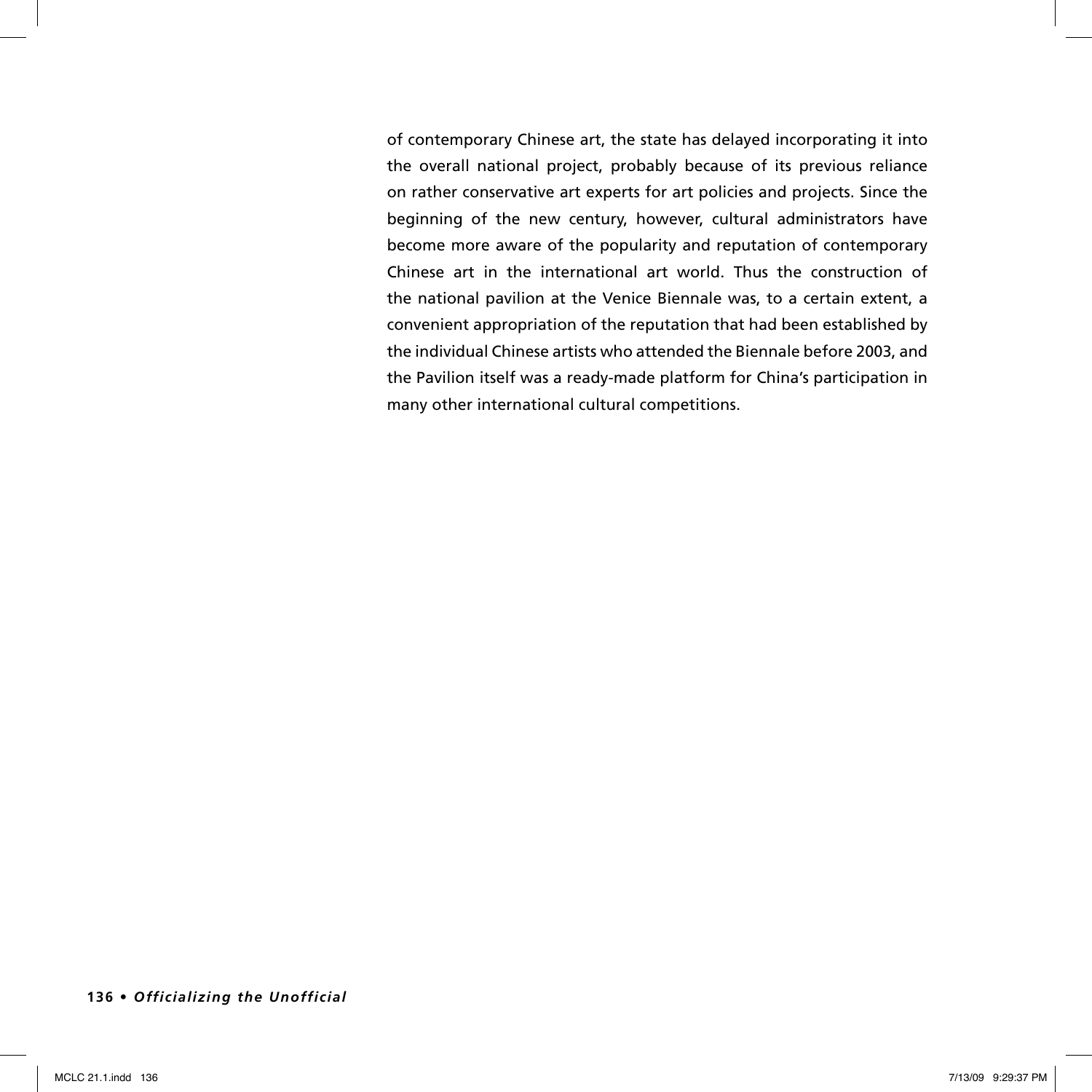of contemporary Chinese art, the state has delayed incorporating it into the overall national project, probably because of its previous reliance on rather conservative art experts for art policies and projects. Since the beginning of the new century, however, cultural administrators have become more aware of the popularity and reputation of contemporary Chinese art in the international art world. Thus the construction of the national pavilion at the Venice Biennale was, to a certain extent, a convenient appropriation of the reputation that had been established by the individual Chinese artists who attended the Biennale before 2003, and the Pavilion itself was a ready-made platform for China's participation in many other international cultural competitions.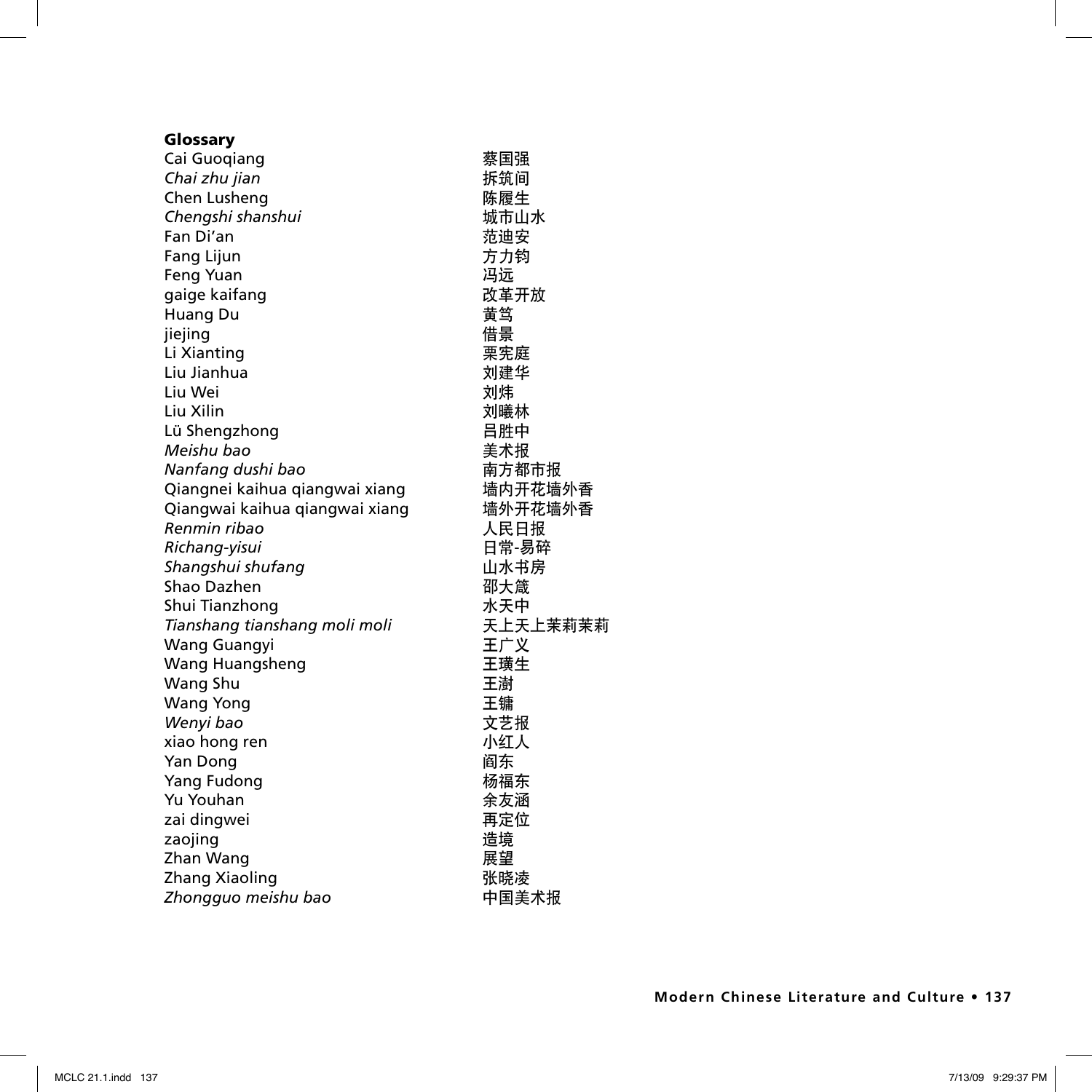**Glossary**

| | |
|---|---|
| Cai Guoqiang | 蔡国强 |
| *Chai zhu jian* | 拆筑间 |
| Chen Lusheng | 陈履生 |
| *Chengshi shanshui* | 城市山水 |
| Fan Di'an | 范迪安 |
| Fang Lijun | 方力钧 |
| Feng Yuan | 冯远 |
| gaige kaifang | 改革开放 |
| Huang Du | 黄笃 |
| jiejing | 借景 |
| Li Xianting | 栗宪庭 |
| Liu Jianhua | 刘建华 |
| Liu Wei | 刘炜 |
| Liu Xilin | 刘曦林 |
| Lü Shengzhong | 吕胜中 |
| *Meishu bao* | 美术报 |
| *Nanfang dushi bao* | 南方都市报 |
| Qiangnei kaihua qiangwai xiang | 墙内开花墙外香 |
| Qiangwai kaihua qiangwai xiang | 墙外开花墙外香 |
| *Renmin ribao* | 人民日报 |
| *Richang-yisui* | 日常-易碎 |
| *Shangshui shufang* | 山水书房 |
| Shao Dazhen | 邵大箴 |
| Shui Tianzhong | 水天中 |
| *Tianshang tianshang moli moli* | 天上天上茉莉茉莉 |
| Wang Guangyi | 王广义 |
| Wang Huangsheng | 王璜生 |
| Wang Shu | 王澍 |
| Wang Yong | 王镛 |
| *Wenyi bao* | 文艺报 |
| xiao hong ren | 小红人 |
| Yan Dong | 阎东 |
| Yang Fudong | 杨福东 |
| Yu Youhan | 余友涵 |
| zai dingwei | 再定位 |
| zaojing | 造境 |
| Zhan Wang | 展望 |
| Zhang Xiaoling | 张晓凌 |
| *Zhongguo meishu bao* | 中国美术报 |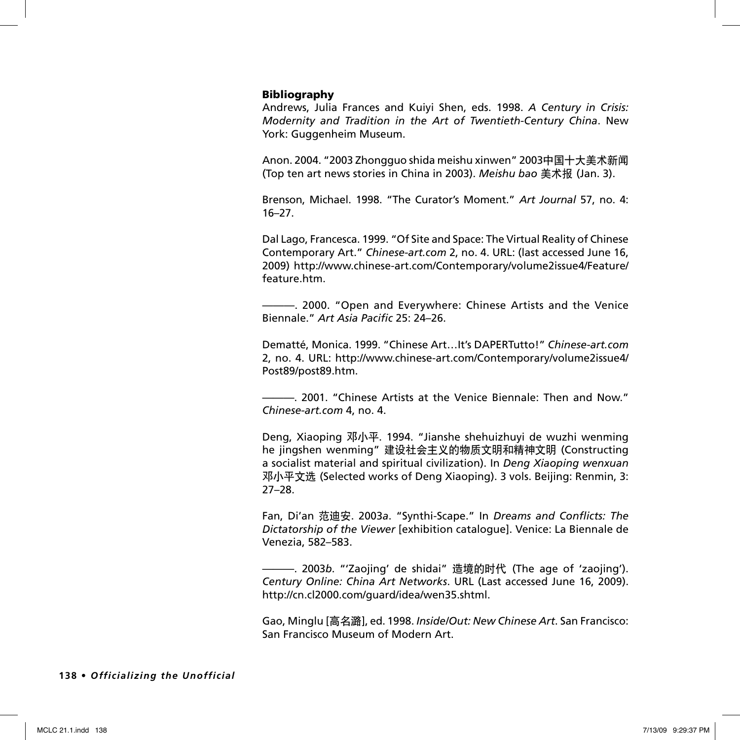**Bibliography**

Andrews, Julia Frances and Kuiyi Shen, eds. 1998. *A Century in Crisis: Modernity and Tradition in the Art of Twentieth-Century China*. New York: Guggenheim Museum.

Anon. 2004. "2003 Zhongguo shida meishu xinwen" 2003中国十大美术新闻 (Top ten art news stories in China in 2003). *Meishu bao* 美术报 (Jan. 3).

Brenson, Michael. 1998. "The Curator's Moment." *Art Journal* 57, no. 4: 16–27.

Dal Lago, Francesca. 1999. "Of Site and Space: The Virtual Reality of Chinese Contemporary Art." *Chinese-art.com* 2, no. 4. URL: (last accessed June 16, 2009) http://www.chinese-art.com/Contemporary/volume2issue4/Feature/feature.htm.

———. 2000. "Open and Everywhere: Chinese Artists and the Venice Biennale." *Art Asia Pacific* 25: 24–26.

Dematté, Monica. 1999. "Chinese Art…It's DAPERTutto!" *Chinese-art.com* 2, no. 4. URL: http://www.chinese-art.com/Contemporary/volume2issue4/Post89/post89.htm.

———. 2001. "Chinese Artists at the Venice Biennale: Then and Now." *Chinese-art.com* 4, no. 4.

Deng, Xiaoping 邓小平. 1994. "Jianshe shehuizhuyi de wuzhi wenming he jingshen wenming" 建设社会主义的物质文明和精神文明 (Constructing a socialist material and spiritual civilization). In *Deng Xiaoping wenxuan* 邓小平文选 (Selected works of Deng Xiaoping). 3 vols. Beijing: Renmin, 3: 27–28.

Fan, Di'an 范迪安. 2003*a*. "Synthi-Scape." In *Dreams and Conflicts: The Dictatorship of the Viewer* [exhibition catalogue]. Venice: La Biennale de Venezia, 582–583.

———. 2003*b*. "'Zaojing' de shidai" 造境的时代 (The age of 'zaojing'). *Century Online: China Art Networks*. URL (Last accessed June 16, 2009). http://cn.cl2000.com/guard/idea/wen35.shtml.

Gao, Minglu [高名潞], ed. 1998. *Inside/Out: New Chinese Art*. San Francisco: San Francisco Museum of Modern Art.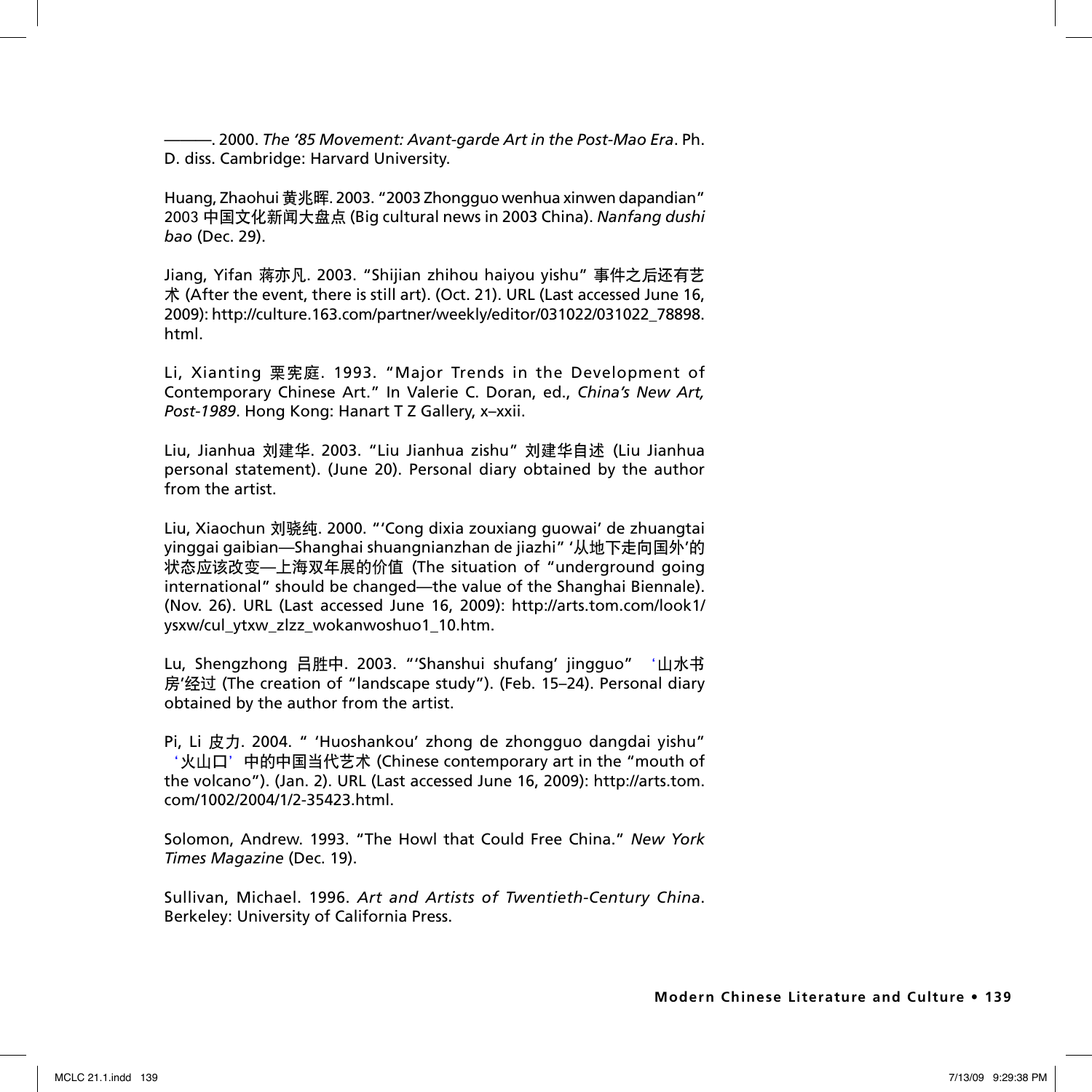———. 2000. *The '85 Movement: Avant-garde Art in the Post-Mao Era*. Ph. D. diss. Cambridge: Harvard University.

Huang, Zhaohui 黄兆晖. 2003. "2003 Zhongguo wenhua xinwen dapandian" 2003 中国文化新闻大盘点 (Big cultural news in 2003 China). *Nanfang dushi bao* (Dec. 29).

Jiang, Yifan 蒋亦凡. 2003. "Shijian zhihou haiyou yishu" 事件之后还有艺术 (After the event, there is still art). (Oct. 21). URL (Last accessed June 16, 2009): http://culture.163.com/partner/weekly/editor/031022/031022_78898.html.

Li, Xianting 栗宪庭. 1993. "Major Trends in the Development of Contemporary Chinese Art." In Valerie C. Doran, ed., *China's New Art, Post-1989*. Hong Kong: Hanart T Z Gallery, x–xxii.

Liu, Jianhua 刘建华. 2003. "Liu Jianhua zishu" 刘建华自述 (Liu Jianhua personal statement). (June 20). Personal diary obtained by the author from the artist.

Liu, Xiaochun 刘骁纯. 2000. "'Cong dixia zouxiang guowai' de zhuangtai yinggai gaibian—Shanghai shuangnianzhan de jiazhi" '从地下走向国外'的状态应该改变—上海双年展的价值 (The situation of "underground going international" should be changed—the value of the Shanghai Biennale). (Nov. 26). URL (Last accessed June 16, 2009): http://arts.tom.com/look1/ysxw/cul_ytxw_zlzz_wokanwoshuo1_10.htm.

Lu, Shengzhong 吕胜中. 2003. "'Shanshui shufang' jingguo" '山水书房'经过 (The creation of "landscape study"). (Feb. 15–24). Personal diary obtained by the author from the artist.

Pi, Li 皮力. 2004. " 'Huoshankou' zhong de zhongguo dangdai yishu" '火山口' 中的中国当代艺术 (Chinese contemporary art in the "mouth of the volcano"). (Jan. 2). URL (Last accessed June 16, 2009): http://arts.tom.com/1002/2004/1/2-35423.html.

Solomon, Andrew. 1993. "The Howl that Could Free China." *New York Times Magazine* (Dec. 19).

Sullivan, Michael. 1996. *Art and Artists of Twentieth-Century China*. Berkeley: University of California Press.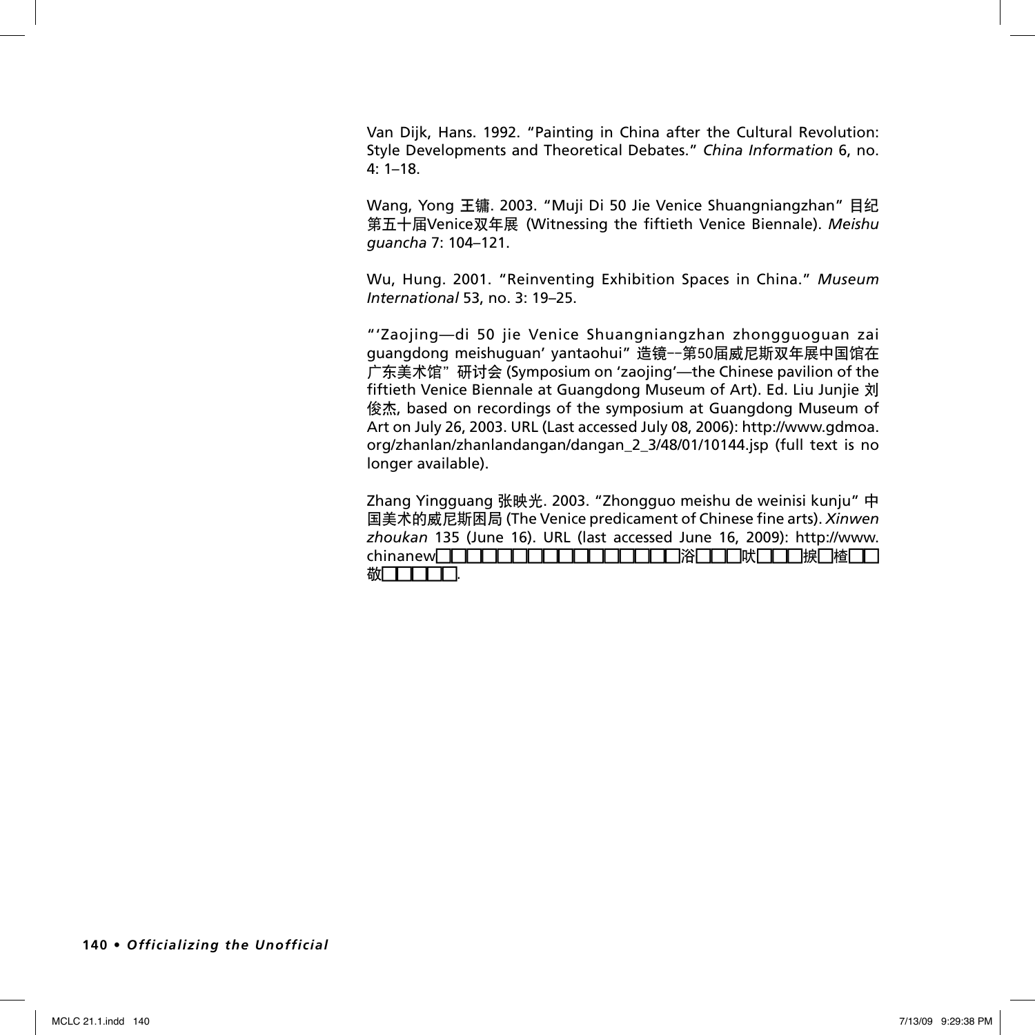Van Dijk, Hans. 1992. "Painting in China after the Cultural Revolution: Style Developments and Theoretical Debates." *China Information* 6, no. 4: 1–18.

Wang, Yong 王镛. 2003. "Muji Di 50 Jie Venice Shuangniangzhan" 目纪第五十届Venice双年展 (Witnessing the fiftieth Venice Biennale). *Meishu guancha* 7: 104–121.

Wu, Hung. 2001. "Reinventing Exhibition Spaces in China." *Museum International* 53, no. 3: 19–25.

"'Zaojing—di 50 jie Venice Shuangniangzhan zhongguoguan zai guangdong meishuguan' yantaohui" 造镜−−第50届威尼斯双年展中国馆在广东美术馆" 研讨会 (Symposium on 'zaojing'—the Chinese pavilion of the fiftieth Venice Biennale at Guangdong Museum of Art). Ed. Liu Junjie 刘俊杰, based on recordings of the symposium at Guangdong Museum of Art on July 26, 2003. URL (Last accessed July 08, 2006): http://www.gdmoa.org/zhanlan/zhanlandangan/dangan_2_3/48/01/10144.jsp (full text is no longer available).

Zhang Yingguang 张映光. 2003. "Zhongguo meishu de weinisi kunju" 中国美术的威尼斯困局 (The Venice predicament of Chinese fine arts). *Xinwen zhoukan* 135 (June 16). URL (last accessed June 16, 2009): http://www.chinanew□□□□□□□□□□□□□□□□浴□□□吠□□□掠□楂□□敬□□□□□.